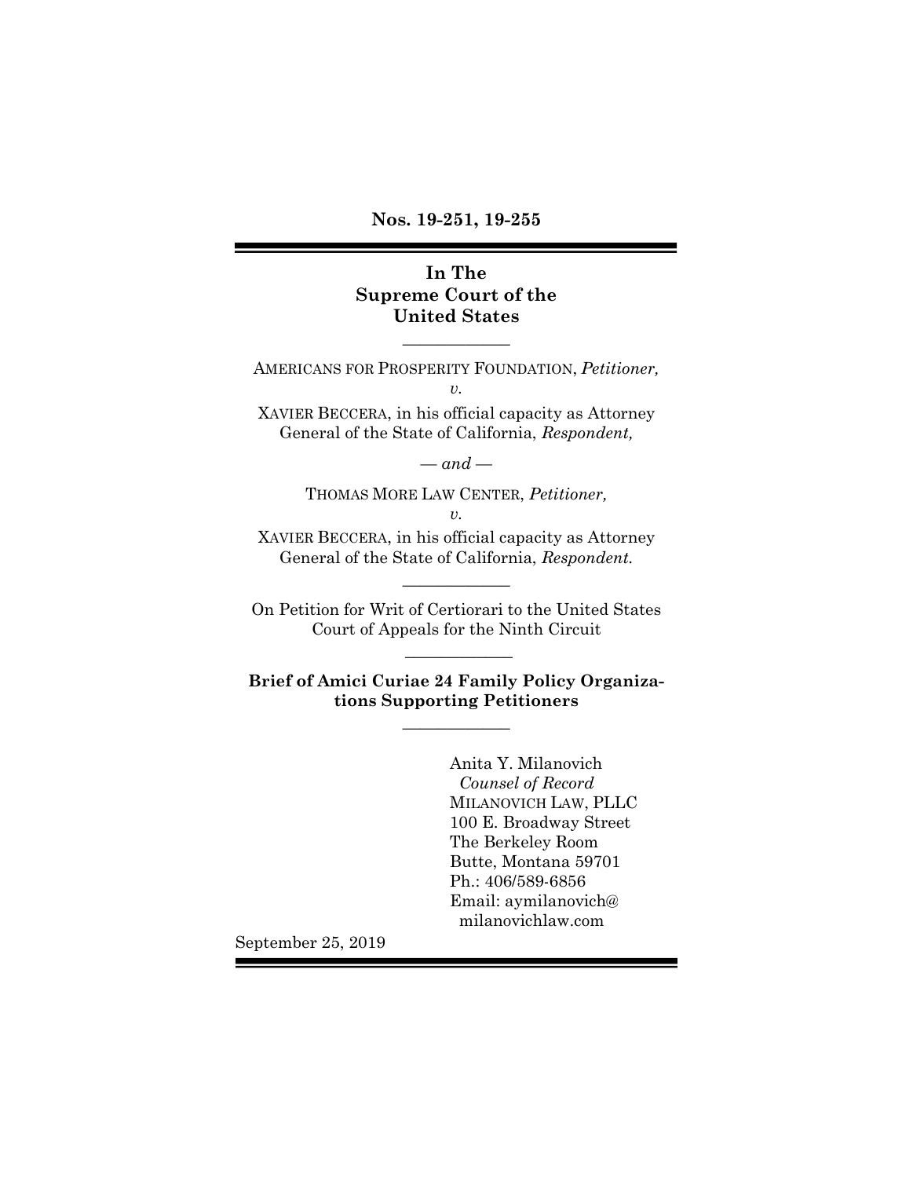**Nos. 19-251, 19-255**

---

**In The**
**Supreme Court of the**
**United States**

---

AMERICANS FOR PROSPERITY FOUNDATION, *Petitioner,*
*v.*
XAVIER BECCERA, in his official capacity as Attorney General of the State of California, *Respondent,*

— *and* —

THOMAS MORE LAW CENTER, *Petitioner,*
*v.*
XAVIER BECCERA, in his official capacity as Attorney General of the State of California, *Respondent.*

---

On Petition for Writ of Certiorari to the United States Court of Appeals for the Ninth Circuit

---

**Brief of Amici Curiae 24 Family Policy Organizations Supporting Petitioners**

---

Anita Y. Milanovich
*Counsel of Record*
MILANOVICH LAW, PLLC
100 E. Broadway Street
The Berkeley Room
Butte, Montana 59701
Ph.: 406/589-6856
Email: aymilanovich@milanovichlaw.com

September 25, 2019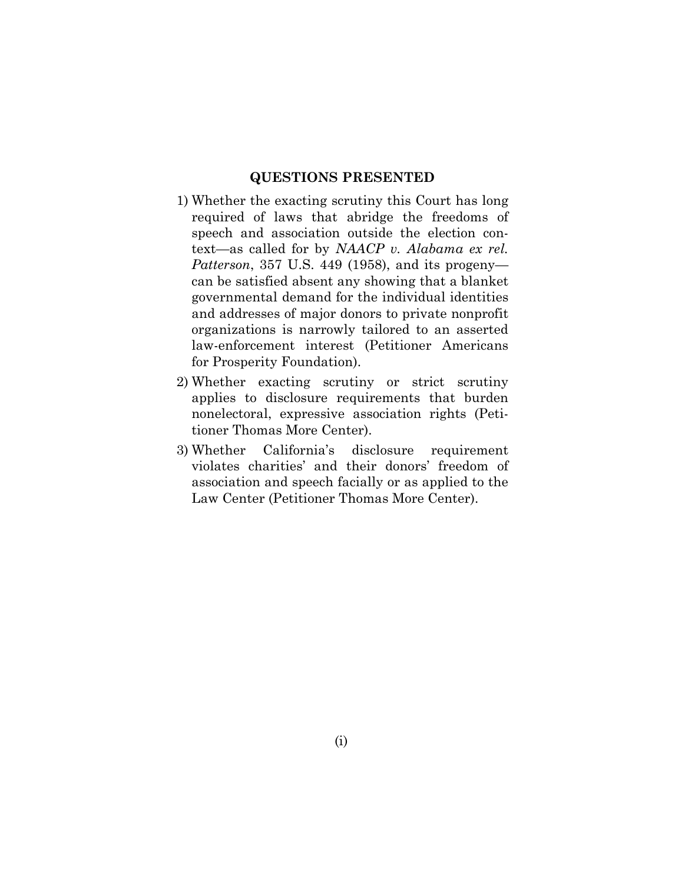## QUESTIONS PRESENTED

1) Whether the exacting scrutiny this Court has long required of laws that abridge the freedoms of speech and association outside the election context—as called for by *NAACP v. Alabama ex rel. Patterson*, 357 U.S. 449 (1958), and its progeny—can be satisfied absent any showing that a blanket governmental demand for the individual identities and addresses of major donors to private nonprofit organizations is narrowly tailored to an asserted law-enforcement interest (Petitioner Americans for Prosperity Foundation).

2) Whether exacting scrutiny or strict scrutiny applies to disclosure requirements that burden nonelectoral, expressive association rights (Petitioner Thomas More Center).

3) Whether California's disclosure requirement violates charities' and their donors' freedom of association and speech facially or as applied to the Law Center (Petitioner Thomas More Center).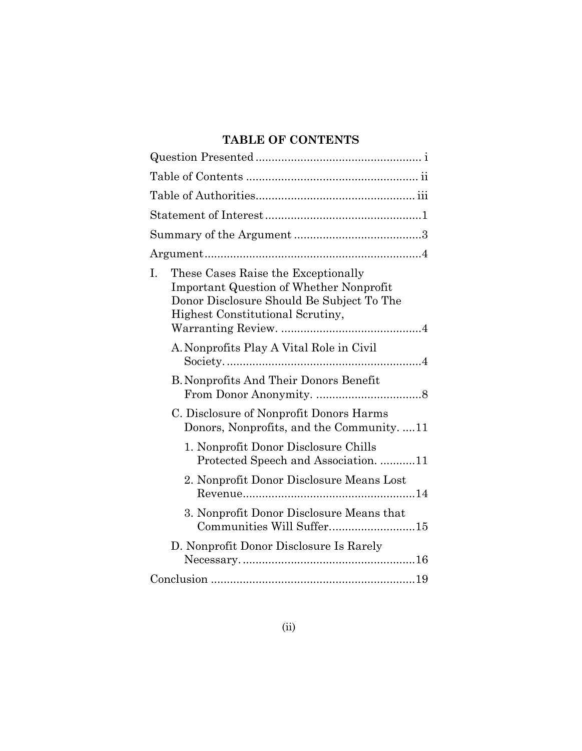## TABLE OF CONTENTS

Question Presented .................................................... i

Table of Contents ...................................................... ii

Table of Authorities.................................................. iii

Statement of Interest .................................................1

Summary of the Argument ........................................3

Argument....................................................................4

I. These Cases Raise the Exceptionally Important Question of Whether Nonprofit Donor Disclosure Should Be Subject To The Highest Constitutional Scrutiny, Warranting Review. ............................................4

   A. Nonprofits Play A Vital Role in Civil Society. ............................................................4

   B. Nonprofits And Their Donors Benefit From Donor Anonymity. .................................8

   C. Disclosure of Nonprofit Donors Harms Donors, Nonprofits, and the Community. ....11

      1. Nonprofit Donor Disclosure Chills Protected Speech and Association. ...........11

      2. Nonprofit Donor Disclosure Means Lost Revenue......................................................14

      3. Nonprofit Donor Disclosure Means that Communities Will Suffer...........................15

   D. Nonprofit Donor Disclosure Is Rarely Necessary. ......................................................16

Conclusion ................................................................19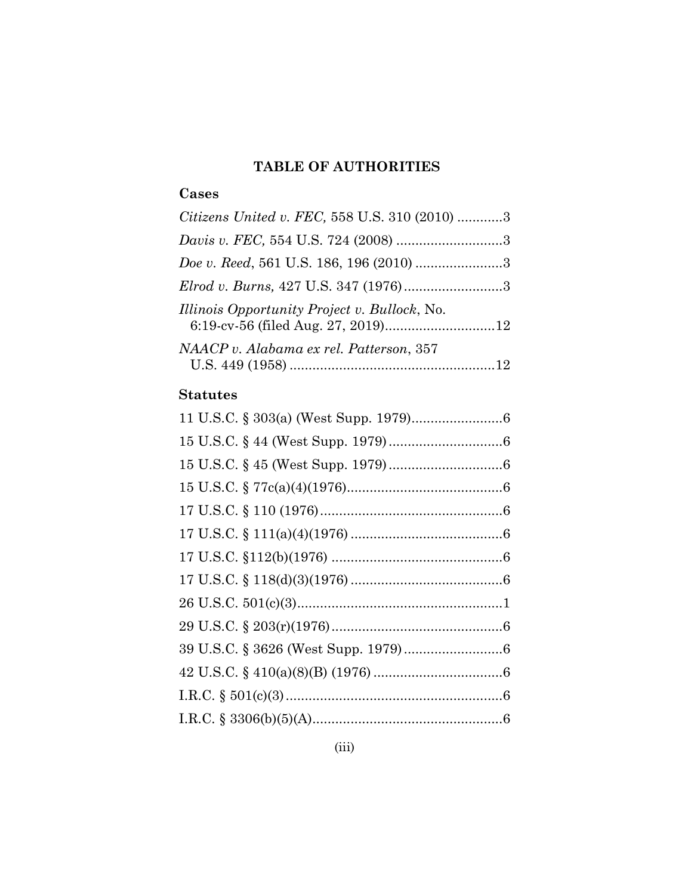## TABLE OF AUTHORITIES

### Cases

*Citizens United v. FEC,* 558 U.S. 310 (2010) ............3

*Davis v. FEC,* 554 U.S. 724 (2008) ............................3

*Doe v. Reed*, 561 U.S. 186, 196 (2010) .......................3

*Elrod v. Burns,* 427 U.S. 347 (1976)..........................3

*Illinois Opportunity Project v. Bullock*, No. 6:19-cv-56 (filed Aug. 27, 2019).............................12

*NAACP v. Alabama ex rel. Patterson*, 357 U.S. 449 (1958) ......................................................12

### Statutes

11 U.S.C. § 303(a) (West Supp. 1979)........................6

15 U.S.C. § 44 (West Supp. 1979) ..............................6

15 U.S.C. § 45 (West Supp. 1979) ..............................6

15 U.S.C. § 77c(a)(4)(1976).........................................6

17 U.S.C. § 110 (1976)................................................6

17 U.S.C. § 111(a)(4)(1976) ........................................6

17 U.S.C. §112(b)(1976) .............................................6

17 U.S.C. § 118(d)(3)(1976) ........................................6

26 U.S.C. 501(c)(3)......................................................1

29 U.S.C. § 203(r)(1976).............................................6

39 U.S.C. § 3626 (West Supp. 1979)..........................6

42 U.S.C. § 410(a)(8)(B) (1976) ..................................6

I.R.C. § 501(c)(3).........................................................6

I.R.C. § 3306(b)(5)(A)..................................................6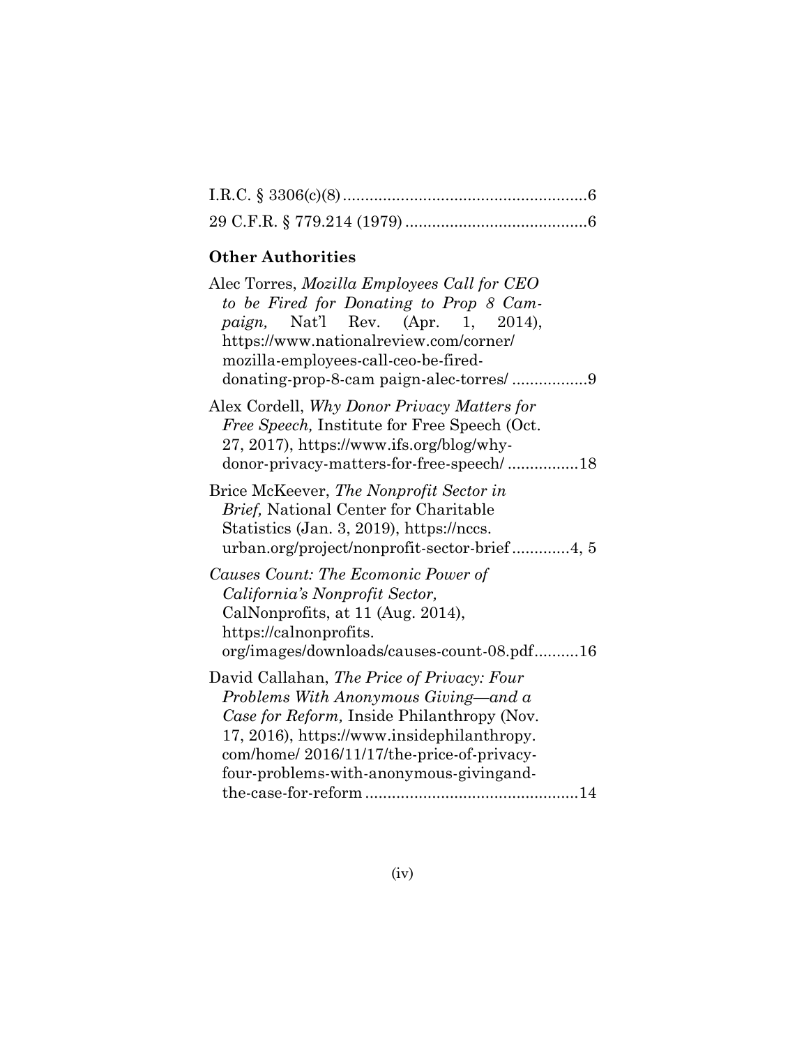I.R.C. § 3306(c)(8) .......................................................6

29 C.F.R. § 779.214 (1979) .........................................6

**Other Authorities**

Alec Torres, *Mozilla Employees Call for CEO to be Fired for Donating to Prop 8 Campaign,* Nat'l Rev. (Apr. 1, 2014), https://www.nationalreview.com/corner/mozilla-employees-call-ceo-be-fired-donating-prop-8-cam paign-alec-torres/ .................9

Alex Cordell, *Why Donor Privacy Matters for Free Speech,* Institute for Free Speech (Oct. 27, 2017), https://www.ifs.org/blog/why-donor-privacy-matters-for-free-speech/ ................18

Brice McKeever, *The Nonprofit Sector in Brief,* National Center for Charitable Statistics (Jan. 3, 2019), https://nccs.urban.org/project/nonprofit-sector-brief .............4, 5

*Causes Count: The Ecomonic Power of California's Nonprofit Sector,* CalNonprofits, at 11 (Aug. 2014), https://calnonprofits.org/images/downloads/causes-count-08.pdf..........16

David Callahan, *The Price of Privacy: Four Problems With Anonymous Giving—and a Case for Reform,* Inside Philanthropy (Nov. 17, 2016), https://www.insidephilanthropy.com/home/ 2016/11/17/the-price-of-privacy-four-problems-with-anonymous-givingand-the-case-for-reform ................................................14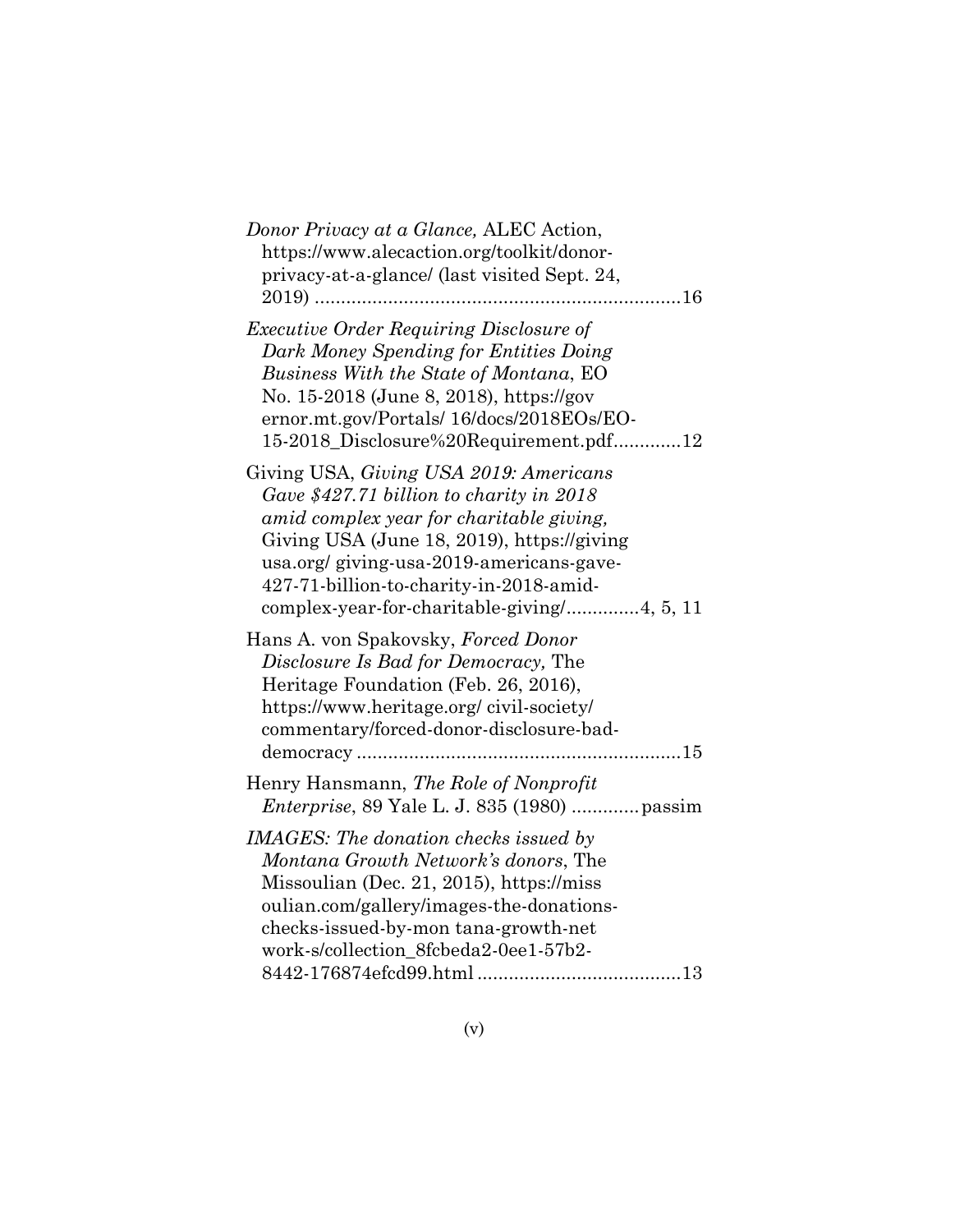*Donor Privacy at a Glance,* ALEC Action, https://www.alecaction.org/toolkit/donor-privacy-at-a-glance/ (last visited Sept. 24, 2019) ......................................................................16

*Executive Order Requiring Disclosure of Dark Money Spending for Entities Doing Business With the State of Montana*, EO No. 15-2018 (June 8, 2018), https://governor.mt.gov/Portals/ 16/docs/2018EOs/EO-15-2018_Disclosure%20Requirement.pdf.............12

Giving USA, *Giving USA 2019: Americans Gave $427.71 billion to charity in 2018 amid complex year for charitable giving,* Giving USA (June 18, 2019), https://givingusa.org/ giving-usa-2019-americans-gave-427-71-billion-to-charity-in-2018-amid-complex-year-for-charitable-giving/..............4, 5, 11

Hans A. von Spakovsky, *Forced Donor Disclosure Is Bad for Democracy,* The Heritage Foundation (Feb. 26, 2016), https://www.heritage.org/ civil-society/ commentary/forced-donor-disclosure-bad-democracy ..............................................................15

Henry Hansmann, *The Role of Nonprofit Enterprise*, 89 Yale L. J. 835 (1980) .............passim

*IMAGES: The donation checks issued by Montana Growth Network's donors*, The Missoulian (Dec. 21, 2015), https://missoulian.com/gallery/images-the-donations-checks-issued-by-mon tana-growth-net work-s/collection_8fcbeda2-0ee1-57b2-8442-176874efcd99.html .......................................13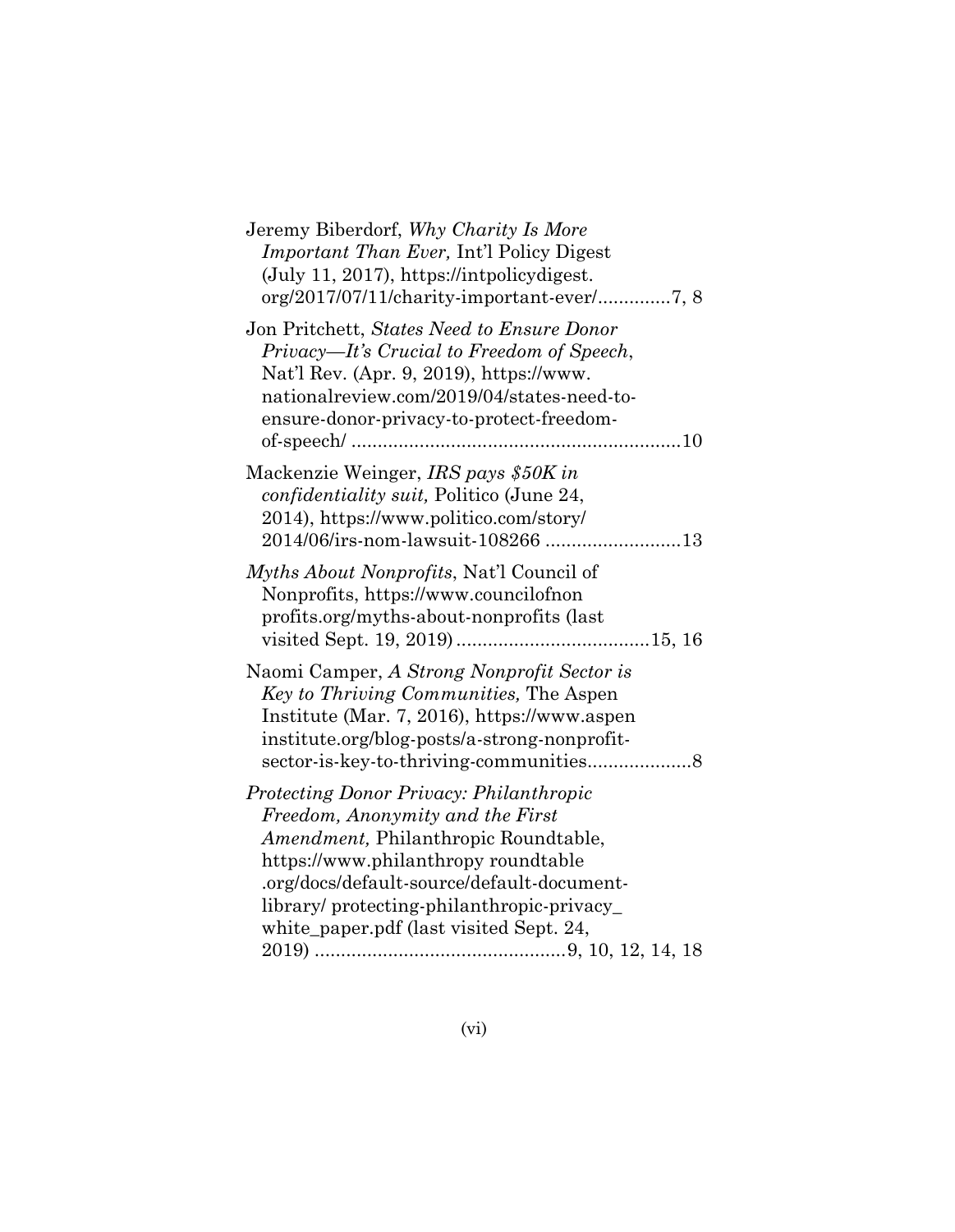Jeremy Biberdorf, *Why Charity Is More Important Than Ever,* Int'l Policy Digest (July 11, 2017), https://intpolicydigest.org/2017/07/11/charity-important-ever/..............7, 8

Jon Pritchett, *States Need to Ensure Donor Privacy—It's Crucial to Freedom of Speech*, Nat'l Rev. (Apr. 9, 2019), https://www.nationalreview.com/2019/04/states-need-to-ensure-donor-privacy-to-protect-freedom-of-speech/ ..............................................................10

Mackenzie Weinger, *IRS pays $50K in confidentiality suit,* Politico (June 24, 2014), https://www.politico.com/story/2014/06/irs-nom-lawsuit-108266 ..........................13

*Myths About Nonprofits*, Nat'l Council of Nonprofits, https://www.councilofnonprofits.org/myths-about-nonprofits (last visited Sept. 19, 2019).....................................15, 16

Naomi Camper, *A Strong Nonprofit Sector is Key to Thriving Communities,* The Aspen Institute (Mar. 7, 2016), https://www.aspeninstitute.org/blog-posts/a-strong-nonprofit-sector-is-key-to-thriving-communities....................8

*Protecting Donor Privacy: Philanthropic Freedom, Anonymity and the First Amendment,* Philanthropic Roundtable, https://www.philanthropy roundtable.org/docs/default-source/default-document-library/ protecting-philanthropic-privacy_white_paper.pdf (last visited Sept. 24, 2019) ................................................9, 10, 12, 14, 18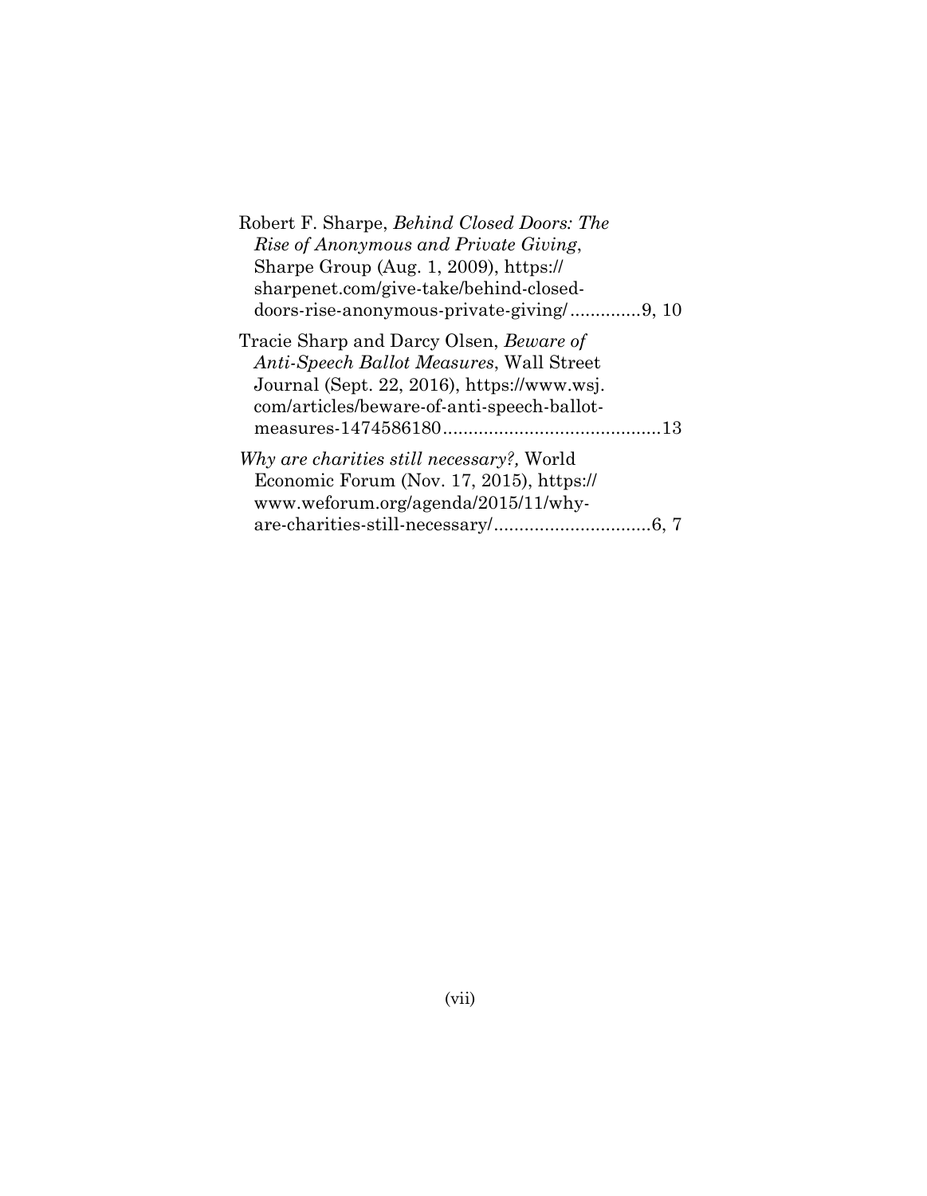Robert F. Sharpe, *Behind Closed Doors: The Rise of Anonymous and Private Giving*, Sharpe Group (Aug. 1, 2009), https://sharpenet.com/give-take/behind-closed-doors-rise-anonymous-private-giving/..............9, 10

Tracie Sharp and Darcy Olsen, *Beware of Anti-Speech Ballot Measures*, Wall Street Journal (Sept. 22, 2016), https://www.wsj.com/articles/beware-of-anti-speech-ballot-measures-1474586180...........................................13

*Why are charities still necessary?,* World Economic Forum (Nov. 17, 2015), https://www.weforum.org/agenda/2015/11/why-are-charities-still-necessary/...............................6, 7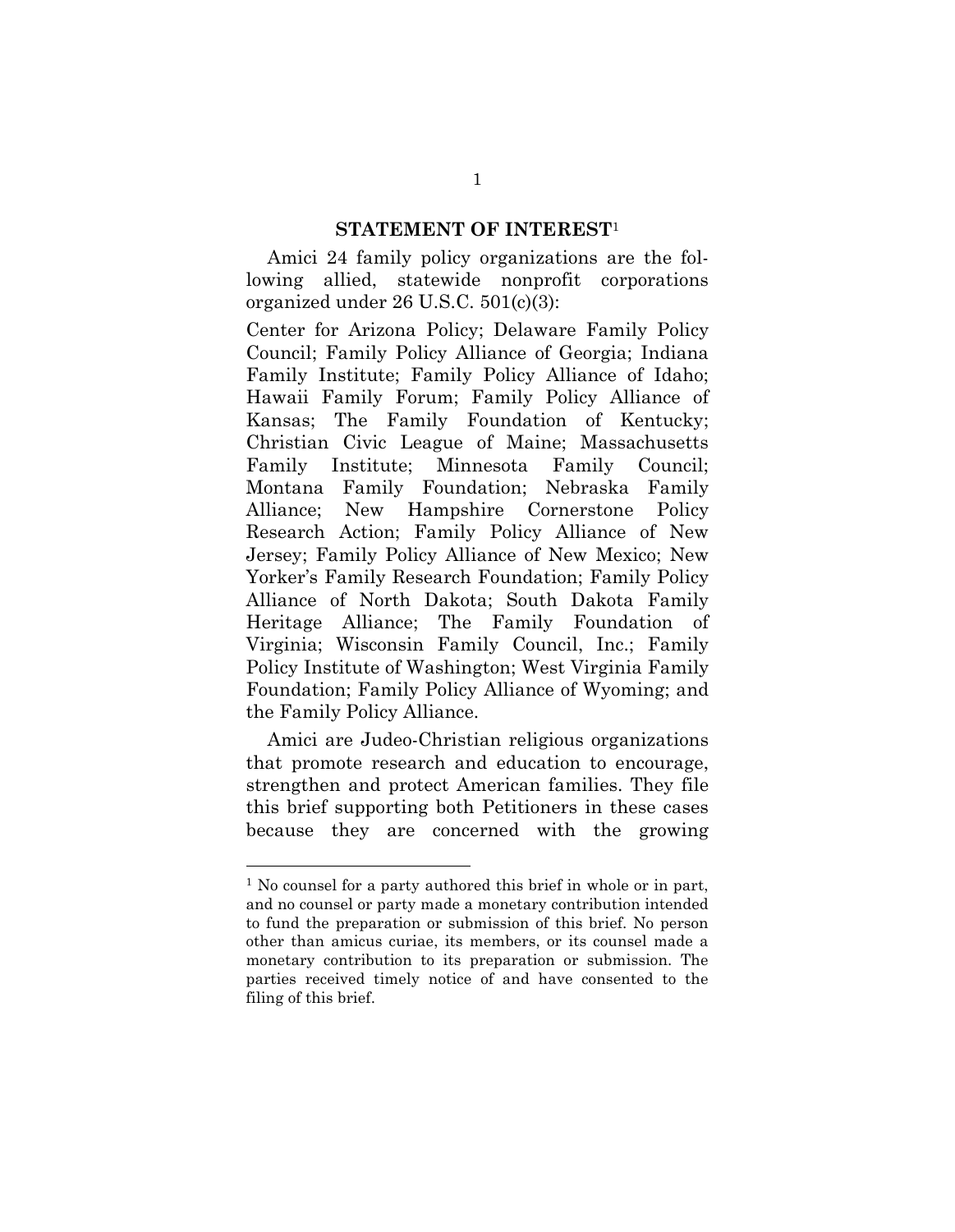## STATEMENT OF INTEREST[1]

Amici 24 family policy organizations are the following allied, statewide nonprofit corporations organized under 26 U.S.C. 501(c)(3):

Center for Arizona Policy; Delaware Family Policy Council; Family Policy Alliance of Georgia; Indiana Family Institute; Family Policy Alliance of Idaho; Hawaii Family Forum; Family Policy Alliance of Kansas; The Family Foundation of Kentucky; Christian Civic League of Maine; Massachusetts Family Institute; Minnesota Family Council; Montana Family Foundation; Nebraska Family Alliance; New Hampshire Cornerstone Policy Research Action; Family Policy Alliance of New Jersey; Family Policy Alliance of New Mexico; New Yorker's Family Research Foundation; Family Policy Alliance of North Dakota; South Dakota Family Heritage Alliance; The Family Foundation of Virginia; Wisconsin Family Council, Inc.; Family Policy Institute of Washington; West Virginia Family Foundation; Family Policy Alliance of Wyoming; and the Family Policy Alliance.

Amici are Judeo-Christian religious organizations that promote research and education to encourage, strengthen and protect American families. They file this brief supporting both Petitioners in these cases because they are concerned with the growing

---

[1] No counsel for a party authored this brief in whole or in part, and no counsel or party made a monetary contribution intended to fund the preparation or submission of this brief. No person other than amicus curiae, its members, or its counsel made a monetary contribution to its preparation or submission. The parties received timely notice of and have consented to the filing of this brief.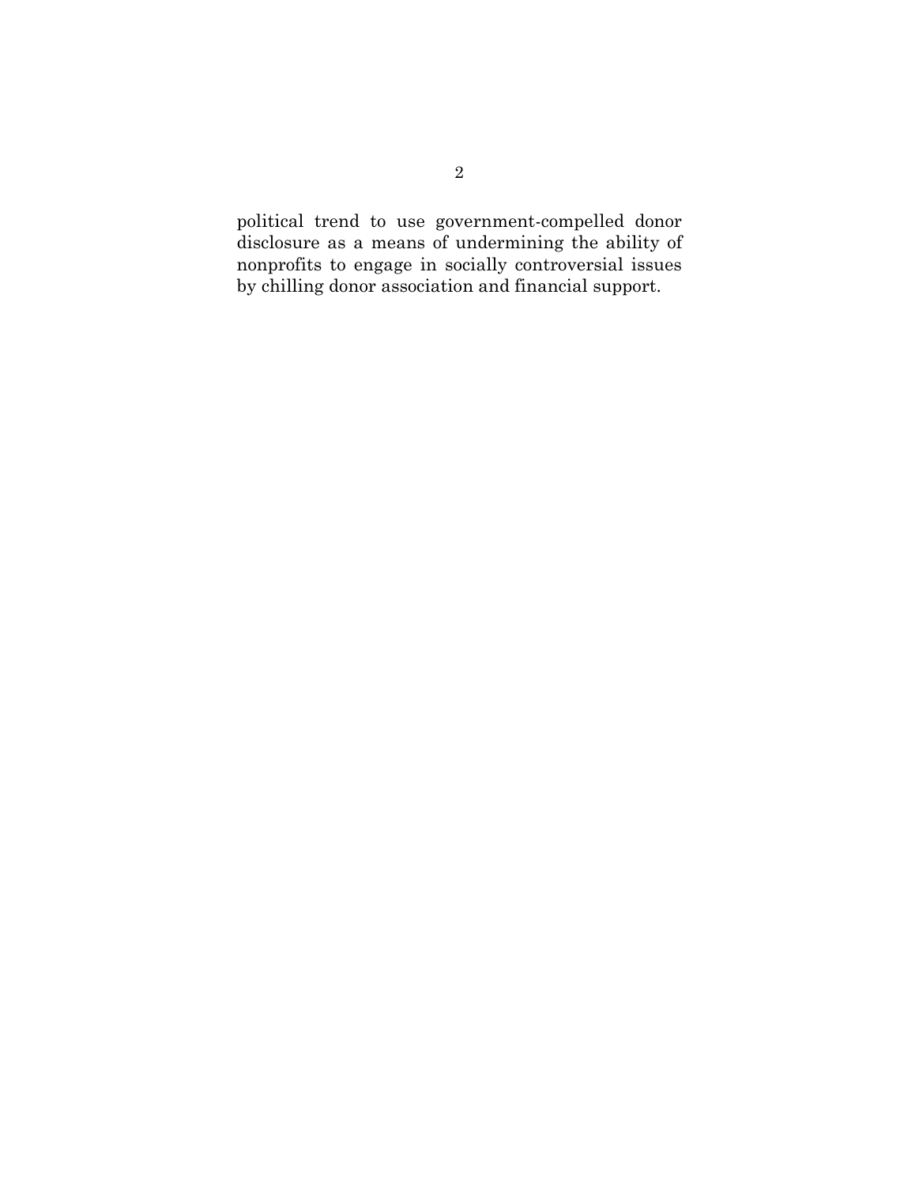political trend to use government-compelled donor disclosure as a means of undermining the ability of nonprofits to engage in socially controversial issues by chilling donor association and financial support.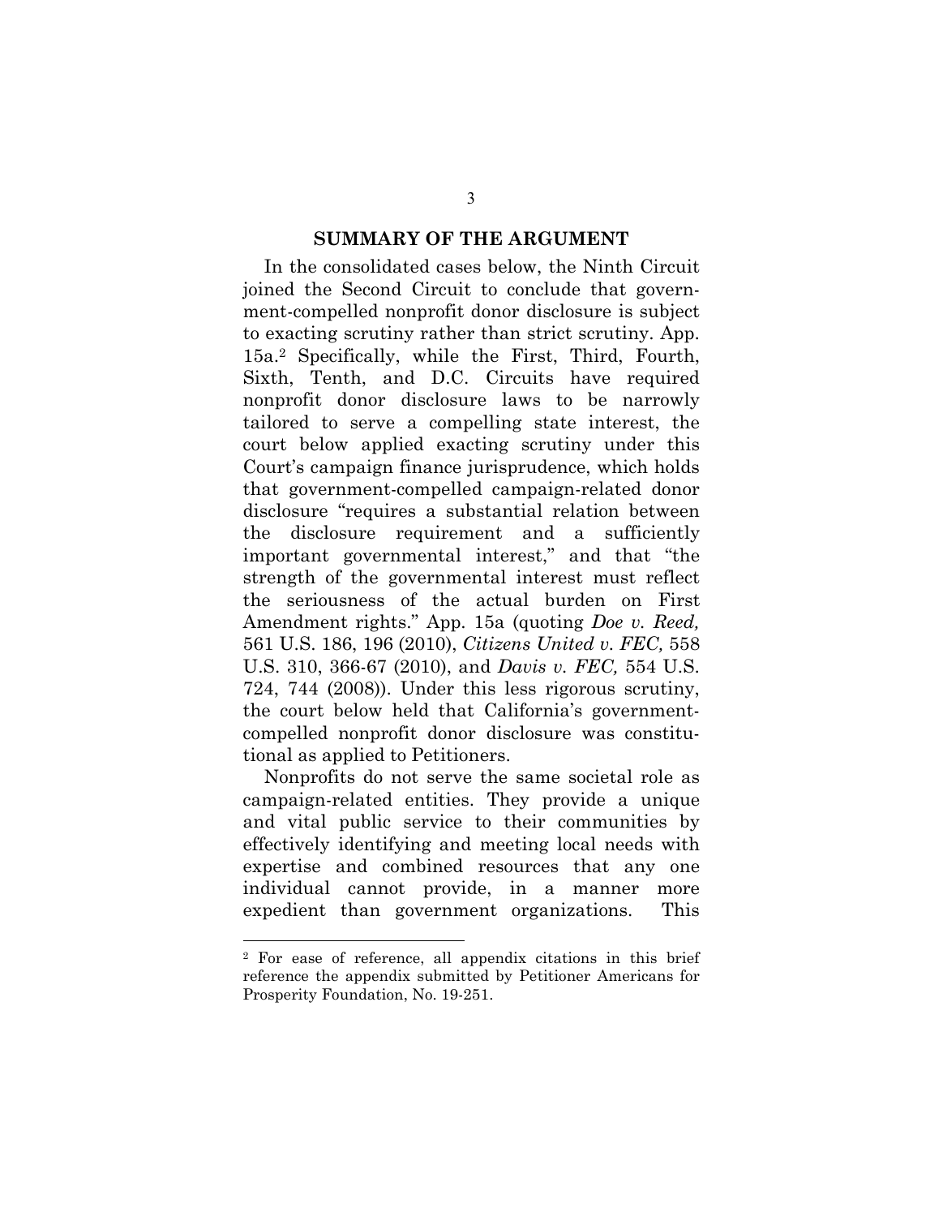## SUMMARY OF THE ARGUMENT

In the consolidated cases below, the Ninth Circuit joined the Second Circuit to conclude that government-compelled nonprofit donor disclosure is subject to exacting scrutiny rather than strict scrutiny. App. 15a.[2] Specifically, while the First, Third, Fourth, Sixth, Tenth, and D.C. Circuits have required nonprofit donor disclosure laws to be narrowly tailored to serve a compelling state interest, the court below applied exacting scrutiny under this Court's campaign finance jurisprudence, which holds that government-compelled campaign-related donor disclosure "requires a substantial relation between the disclosure requirement and a sufficiently important governmental interest," and that "the strength of the governmental interest must reflect the seriousness of the actual burden on First Amendment rights." App. 15a (quoting *Doe v. Reed,* 561 U.S. 186, 196 (2010), *Citizens United v. FEC,* 558 U.S. 310, 366-67 (2010), and *Davis v. FEC,* 554 U.S. 724, 744 (2008)). Under this less rigorous scrutiny, the court below held that California's government-compelled nonprofit donor disclosure was constitutional as applied to Petitioners.

Nonprofits do not serve the same societal role as campaign-related entities. They provide a unique and vital public service to their communities by effectively identifying and meeting local needs with expertise and combined resources that any one individual cannot provide, in a manner more expedient than government organizations. This

---

[2] For ease of reference, all appendix citations in this brief reference the appendix submitted by Petitioner Americans for Prosperity Foundation, No. 19-251.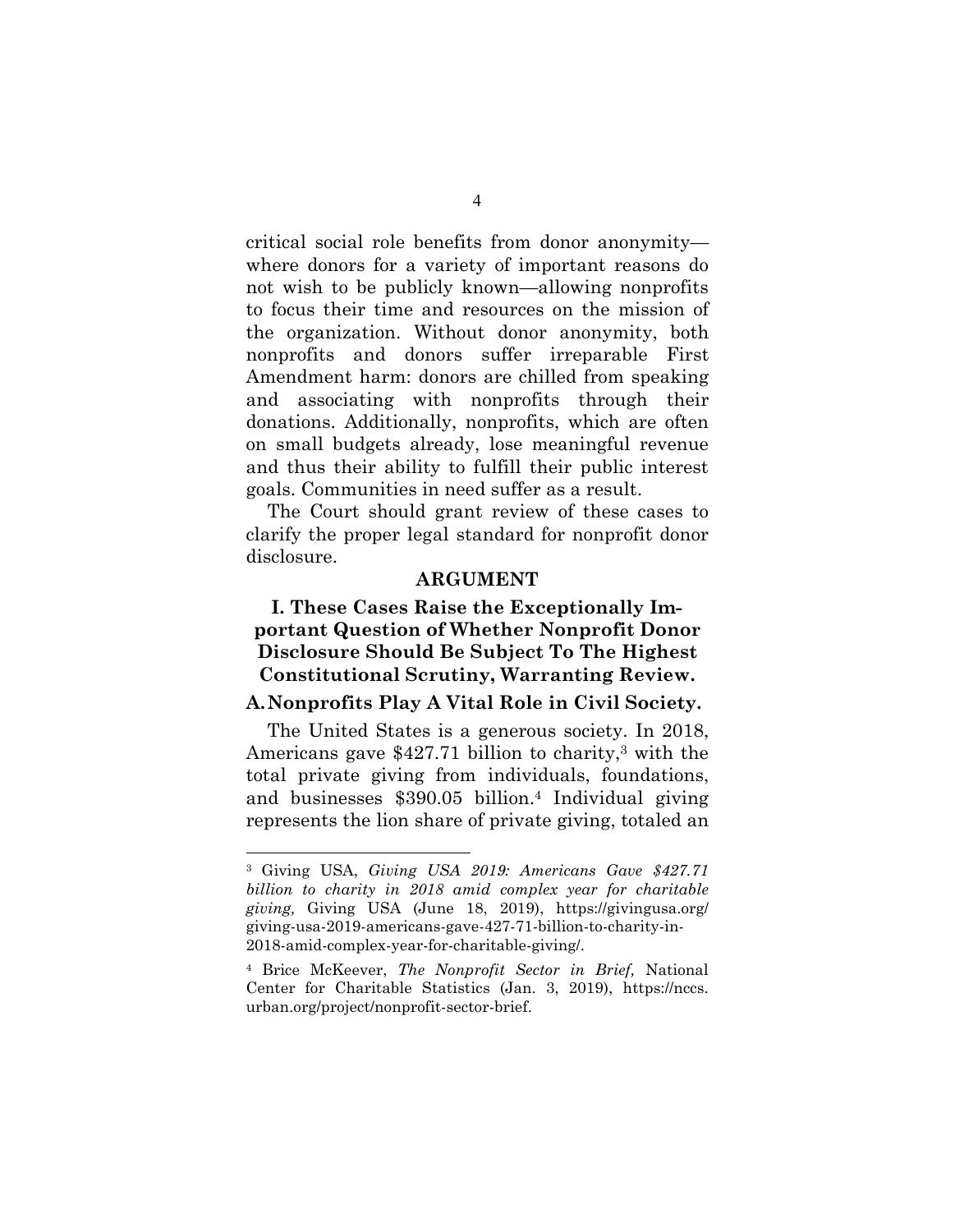critical social role benefits from donor anonymity—where donors for a variety of important reasons do not wish to be publicly known—allowing nonprofits to focus their time and resources on the mission of the organization. Without donor anonymity, both nonprofits and donors suffer irreparable First Amendment harm: donors are chilled from speaking and associating with nonprofits through their donations. Additionally, nonprofits, which are often on small budgets already, lose meaningful revenue and thus their ability to fulfill their public interest goals. Communities in need suffer as a result.

The Court should grant review of these cases to clarify the proper legal standard for nonprofit donor disclosure.

## ARGUMENT

### I. These Cases Raise the Exceptionally Important Question of Whether Nonprofit Donor Disclosure Should Be Subject To The Highest Constitutional Scrutiny, Warranting Review.

#### A. Nonprofits Play A Vital Role in Civil Society.

The United States is a generous society. In 2018, Americans gave $427.71 billion to charity,[3] with the total private giving from individuals, foundations, and businesses $390.05 billion.[4] Individual giving represents the lion share of private giving, totaled an

---

[3] Giving USA, *Giving USA 2019: Americans Gave $427.71 billion to charity in 2018 amid complex year for charitable giving,* Giving USA (June 18, 2019), https://givingusa.org/giving-usa-2019-americans-gave-427-71-billion-to-charity-in-2018-amid-complex-year-for-charitable-giving/.

[4] Brice McKeever, *The Nonprofit Sector in Brief,* National Center for Charitable Statistics (Jan. 3, 2019), https://nccs.urban.org/project/nonprofit-sector-brief.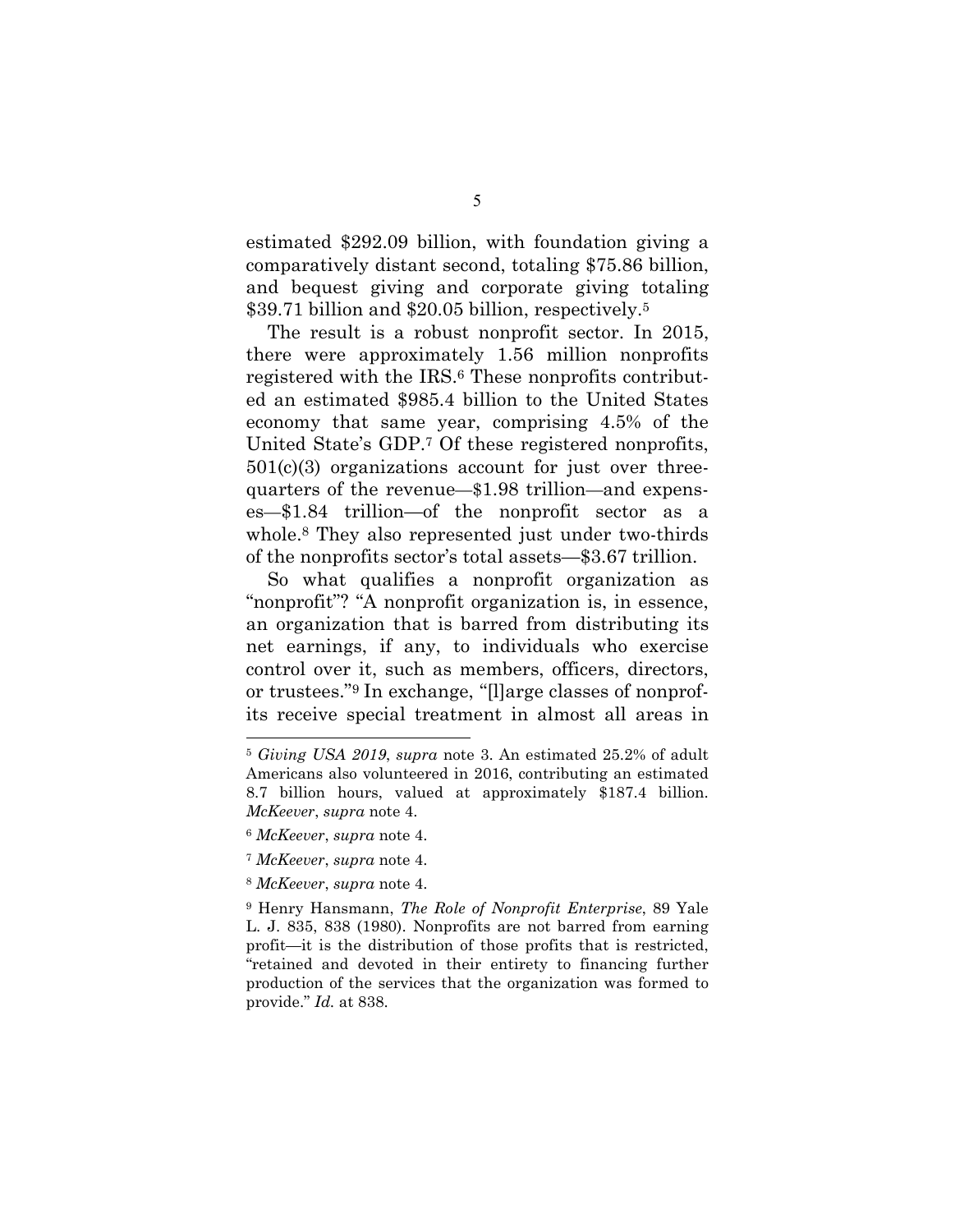estimated $292.09 billion, with foundation giving a comparatively distant second, totaling $75.86 billion, and bequest giving and corporate giving totaling $39.71 billion and $20.05 billion, respectively.[5]

The result is a robust nonprofit sector. In 2015, there were approximately 1.56 million nonprofits registered with the IRS.[6] These nonprofits contributed an estimated $985.4 billion to the United States economy that same year, comprising 4.5% of the United State's GDP.[7] Of these registered nonprofits, 501(c)(3) organizations account for just over three-quarters of the revenue—$1.98 trillion—and expenses—$1.84 trillion—of the nonprofit sector as a whole.[8] They also represented just under two-thirds of the nonprofits sector's total assets—$3.67 trillion.

So what qualifies a nonprofit organization as "nonprofit"? "A nonprofit organization is, in essence, an organization that is barred from distributing its net earnings, if any, to individuals who exercise control over it, such as members, officers, directors, or trustees."[9] In exchange, "[l]arge classes of nonprofits receive special treatment in almost all areas in

---

[5] *Giving USA 2019*, *supra* note 3. An estimated 25.2% of adult Americans also volunteered in 2016, contributing an estimated 8.7 billion hours, valued at approximately $187.4 billion. *McKeever*, *supra* note 4.

[6] *McKeever*, *supra* note 4.

[7] *McKeever*, *supra* note 4.

[8] *McKeever*, *supra* note 4.

[9] Henry Hansmann, *The Role of Nonprofit Enterprise*, 89 Yale L. J. 835, 838 (1980). Nonprofits are not barred from earning profit—it is the distribution of those profits that is restricted, "retained and devoted in their entirety to financing further production of the services that the organization was formed to provide." *Id.* at 838.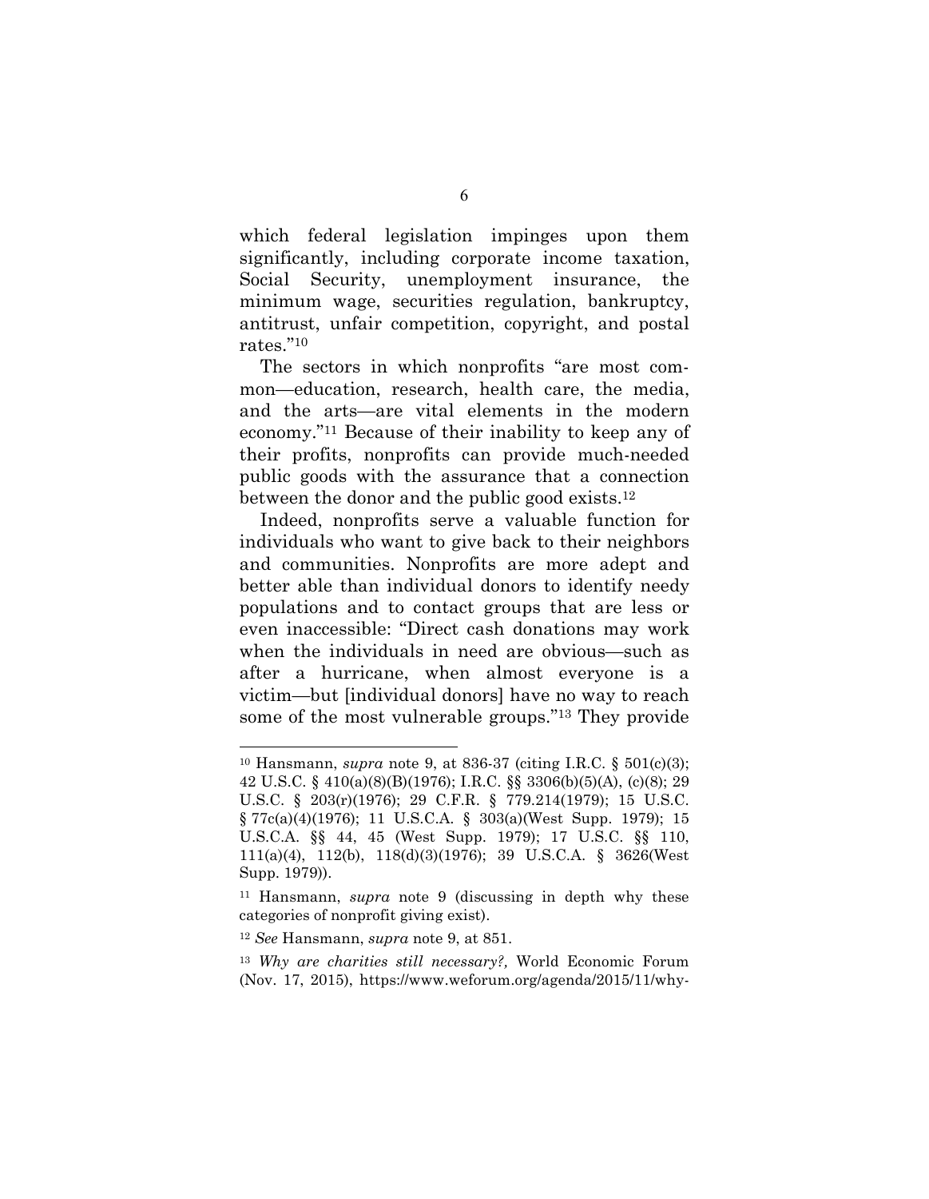which federal legislation impinges upon them significantly, including corporate income taxation, Social Security, unemployment insurance, the minimum wage, securities regulation, bankruptcy, antitrust, unfair competition, copyright, and postal rates."[10]

The sectors in which nonprofits "are most common—education, research, health care, the media, and the arts—are vital elements in the modern economy."[11] Because of their inability to keep any of their profits, nonprofits can provide much-needed public goods with the assurance that a connection between the donor and the public good exists.[12]

Indeed, nonprofits serve a valuable function for individuals who want to give back to their neighbors and communities. Nonprofits are more adept and better able than individual donors to identify needy populations and to contact groups that are less or even inaccessible: "Direct cash donations may work when the individuals in need are obvious—such as after a hurricane, when almost everyone is a victim—but [individual donors] have no way to reach some of the most vulnerable groups."[13] They provide

---

[10] Hansmann, *supra* note 9, at 836-37 (citing I.R.C. § 501(c)(3); 42 U.S.C. § 410(a)(8)(B)(1976); I.R.C. §§ 3306(b)(5)(A), (c)(8); 29 U.S.C. § 203(r)(1976); 29 C.F.R. § 779.214(1979); 15 U.S.C. § 77c(a)(4)(1976); 11 U.S.C.A. § 303(a)(West Supp. 1979); 15 U.S.C.A. §§ 44, 45 (West Supp. 1979); 17 U.S.C. §§ 110, 111(a)(4), 112(b), 118(d)(3)(1976); 39 U.S.C.A. § 3626(West Supp. 1979)).

[11] Hansmann, *supra* note 9 (discussing in depth why these categories of nonprofit giving exist).

[12] *See* Hansmann, *supra* note 9, at 851.

[13] *Why are charities still necessary?,* World Economic Forum (Nov. 17, 2015), https://www.weforum.org/agenda/2015/11/why-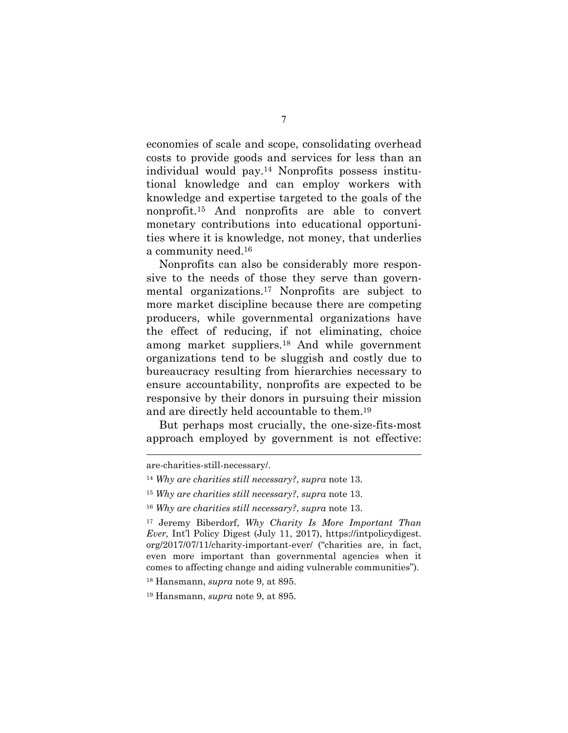economies of scale and scope, consolidating overhead costs to provide goods and services for less than an individual would pay.[14] Nonprofits possess institutional knowledge and can employ workers with knowledge and expertise targeted to the goals of the nonprofit.[15] And nonprofits are able to convert monetary contributions into educational opportunities where it is knowledge, not money, that underlies a community need.[16]

Nonprofits can also be considerably more responsive to the needs of those they serve than governmental organizations.[17] Nonprofits are subject to more market discipline because there are competing producers, while governmental organizations have the effect of reducing, if not eliminating, choice among market suppliers.[18] And while government organizations tend to be sluggish and costly due to bureaucracy resulting from hierarchies necessary to ensure accountability, nonprofits are expected to be responsive by their donors in pursuing their mission and are directly held accountable to them.[19]

But perhaps most crucially, the one-size-fits-most approach employed by government is not effective:

---

are-charities-still-necessary/.

[14] *Why are charities still necessary?*, *supra* note 13.

[15] *Why are charities still necessary?*, *supra* note 13.

[16] *Why are charities still necessary?*, *supra* note 13.

[17] Jeremy Biberdorf, *Why Charity Is More Important Than Ever,* Int'l Policy Digest (July 11, 2017), https://intpolicydigest.org/2017/07/11/charity-important-ever/ ("charities are, in fact, even more important than governmental agencies when it comes to affecting change and aiding vulnerable communities").

[18] Hansmann, *supra* note 9, at 895.

[19] Hansmann, *supra* note 9, at 895.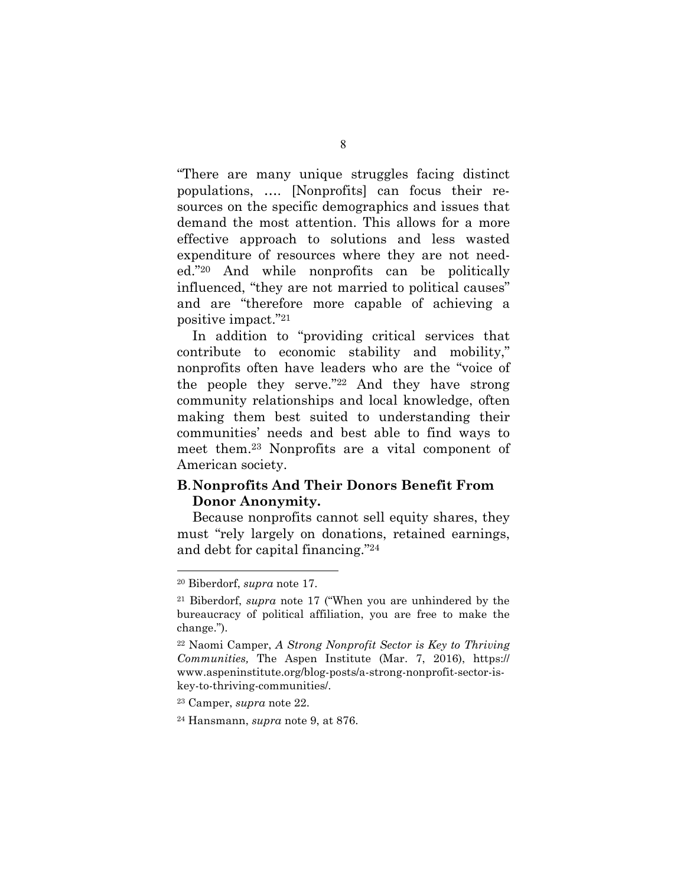"There are many unique struggles facing distinct populations, …. [Nonprofits] can focus their resources on the specific demographics and issues that demand the most attention. This allows for a more effective approach to solutions and less wasted expenditure of resources where they are not needed."[20] And while nonprofits can be politically influenced, "they are not married to political causes" and are "therefore more capable of achieving a positive impact."[21]

In addition to "providing critical services that contribute to economic stability and mobility," nonprofits often have leaders who are the "voice of the people they serve."[22] And they have strong community relationships and local knowledge, often making them best suited to understanding their communities' needs and best able to find ways to meet them.[23] Nonprofits are a vital component of American society.

### B. Nonprofits And Their Donors Benefit From Donor Anonymity.

Because nonprofits cannot sell equity shares, they must "rely largely on donations, retained earnings, and debt for capital financing."[24]

---

[20] Biberdorf, *supra* note 17.

[21] Biberdorf, *supra* note 17 ("When you are unhindered by the bureaucracy of political affiliation, you are free to make the change.").

[22] Naomi Camper, *A Strong Nonprofit Sector is Key to Thriving Communities,* The Aspen Institute (Mar. 7, 2016), https://www.aspeninstitute.org/blog-posts/a-strong-nonprofit-sector-is-key-to-thriving-communities/.

[23] Camper, *supra* note 22.

[24] Hansmann, *supra* note 9, at 876.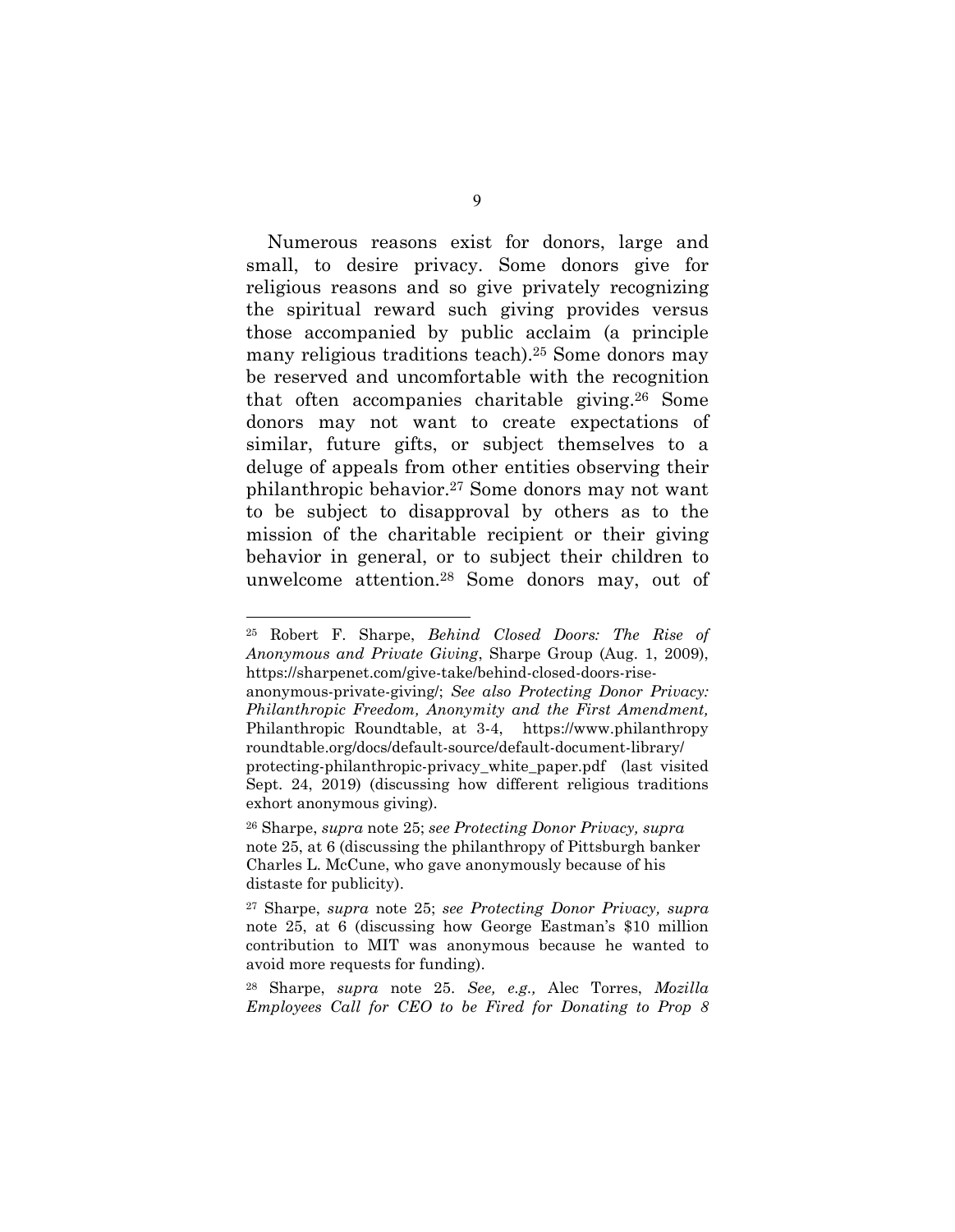Numerous reasons exist for donors, large and small, to desire privacy. Some donors give for religious reasons and so give privately recognizing the spiritual reward such giving provides versus those accompanied by public acclaim (a principle many religious traditions teach).[25] Some donors may be reserved and uncomfortable with the recognition that often accompanies charitable giving.[26] Some donors may not want to create expectations of similar, future gifts, or subject themselves to a deluge of appeals from other entities observing their philanthropic behavior.[27] Some donors may not want to be subject to disapproval by others as to the mission of the charitable recipient or their giving behavior in general, or to subject their children to unwelcome attention.[28] Some donors may, out of

---

[25] Robert F. Sharpe, *Behind Closed Doors: The Rise of Anonymous and Private Giving*, Sharpe Group (Aug. 1, 2009), https://sharpenet.com/give-take/behind-closed-doors-rise-anonymous-private-giving/; *See also Protecting Donor Privacy: Philanthropic Freedom, Anonymity and the First Amendment,* Philanthropic Roundtable, at 3-4, https://www.philanthropyroundtable.org/docs/default-source/default-document-library/protecting-philanthropic-privacy_white_paper.pdf (last visited Sept. 24, 2019) (discussing how different religious traditions exhort anonymous giving).

[26] Sharpe, *supra* note 25; *see Protecting Donor Privacy, supra* note 25, at 6 (discussing the philanthropy of Pittsburgh banker Charles L. McCune, who gave anonymously because of his distaste for publicity).

[27] Sharpe, *supra* note 25; *see Protecting Donor Privacy, supra* note 25, at 6 (discussing how George Eastman's $10 million contribution to MIT was anonymous because he wanted to avoid more requests for funding).

[28] Sharpe, *supra* note 25. *See, e.g.,* Alec Torres, *Mozilla Employees Call for CEO to be Fired for Donating to Prop 8*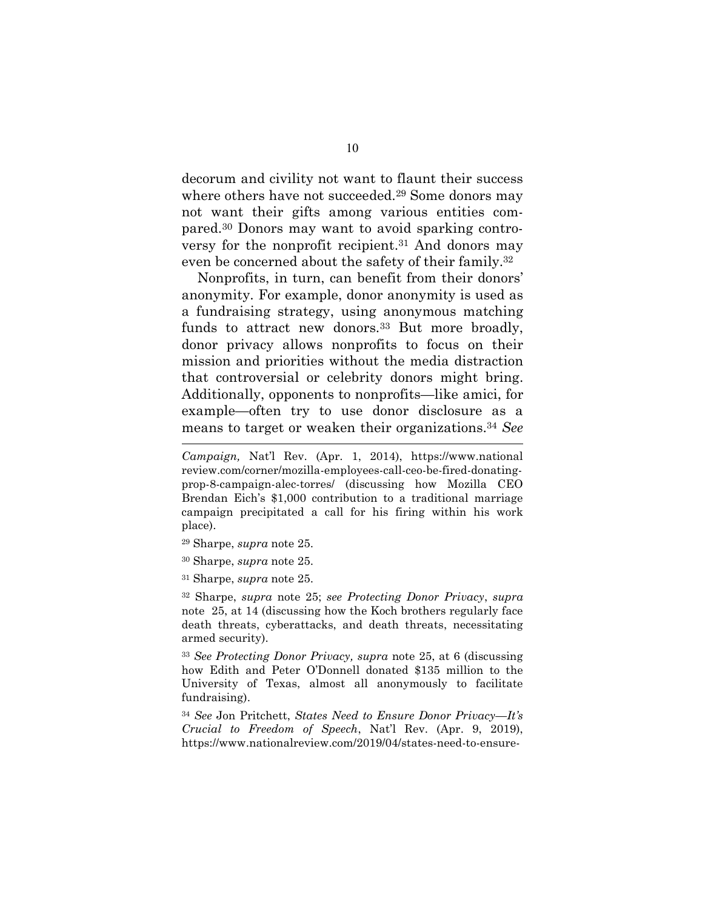decorum and civility not want to flaunt their success where others have not succeeded.[29] Some donors may not want their gifts among various entities compared.[30] Donors may want to avoid sparking controversy for the nonprofit recipient.[31] And donors may even be concerned about the safety of their family.[32]

Nonprofits, in turn, can benefit from their donors' anonymity. For example, donor anonymity is used as a fundraising strategy, using anonymous matching funds to attract new donors.[33] But more broadly, donor privacy allows nonprofits to focus on their mission and priorities without the media distraction that controversial or celebrity donors might bring. Additionally, opponents to nonprofits—like amici, for example—often try to use donor disclosure as a means to target or weaken their organizations.[34] *See*

---

*Campaign,* Nat'l Rev. (Apr. 1, 2014), https://www.nationalreview.com/corner/mozilla-employees-call-ceo-be-fired-donating-prop-8-campaign-alec-torres/ (discussing how Mozilla CEO Brendan Eich's $1,000 contribution to a traditional marriage campaign precipitated a call for his firing within his work place).

[29] Sharpe, *supra* note 25.

[30] Sharpe, *supra* note 25.

[31] Sharpe, *supra* note 25.

[32] Sharpe, *supra* note 25; *see Protecting Donor Privacy*, *supra* note 25, at 14 (discussing how the Koch brothers regularly face death threats, cyberattacks, and death threats, necessitating armed security).

[33] *See Protecting Donor Privacy, supra* note 25, at 6 (discussing how Edith and Peter O'Donnell donated $135 million to the University of Texas, almost all anonymously to facilitate fundraising).

[34] *See* Jon Pritchett, *States Need to Ensure Donor Privacy—It's Crucial to Freedom of Speech*, Nat'l Rev. (Apr. 9, 2019), https://www.nationalreview.com/2019/04/states-need-to-ensure-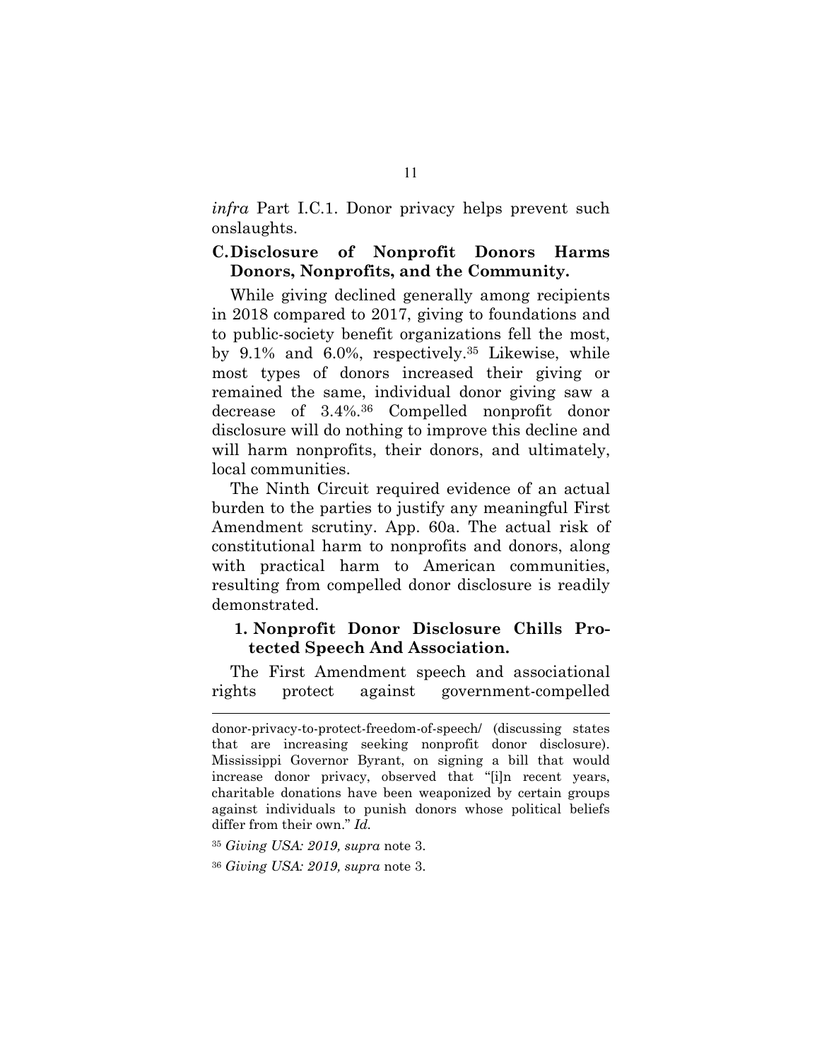*infra* Part I.C.1. Donor privacy helps prevent such onslaughts.

### C. Disclosure of Nonprofit Donors Harms Donors, Nonprofits, and the Community.

While giving declined generally among recipients in 2018 compared to 2017, giving to foundations and to public-society benefit organizations fell the most, by 9.1% and 6.0%, respectively.[35] Likewise, while most types of donors increased their giving or remained the same, individual donor giving saw a decrease of 3.4%.[36] Compelled nonprofit donor disclosure will do nothing to improve this decline and will harm nonprofits, their donors, and ultimately, local communities.

The Ninth Circuit required evidence of an actual burden to the parties to justify any meaningful First Amendment scrutiny. App. 60a. The actual risk of constitutional harm to nonprofits and donors, along with practical harm to American communities, resulting from compelled donor disclosure is readily demonstrated.

#### 1. Nonprofit Donor Disclosure Chills Protected Speech And Association.

The First Amendment speech and associational rights protect against government-compelled

---

donor-privacy-to-protect-freedom-of-speech/ (discussing states that are increasing seeking nonprofit donor disclosure). Mississippi Governor Byrant, on signing a bill that would increase donor privacy, observed that "[i]n recent years, charitable donations have been weaponized by certain groups against individuals to punish donors whose political beliefs differ from their own." *Id.*

[35] *Giving USA: 2019, supra* note 3.

[36] *Giving USA: 2019, supra* note 3.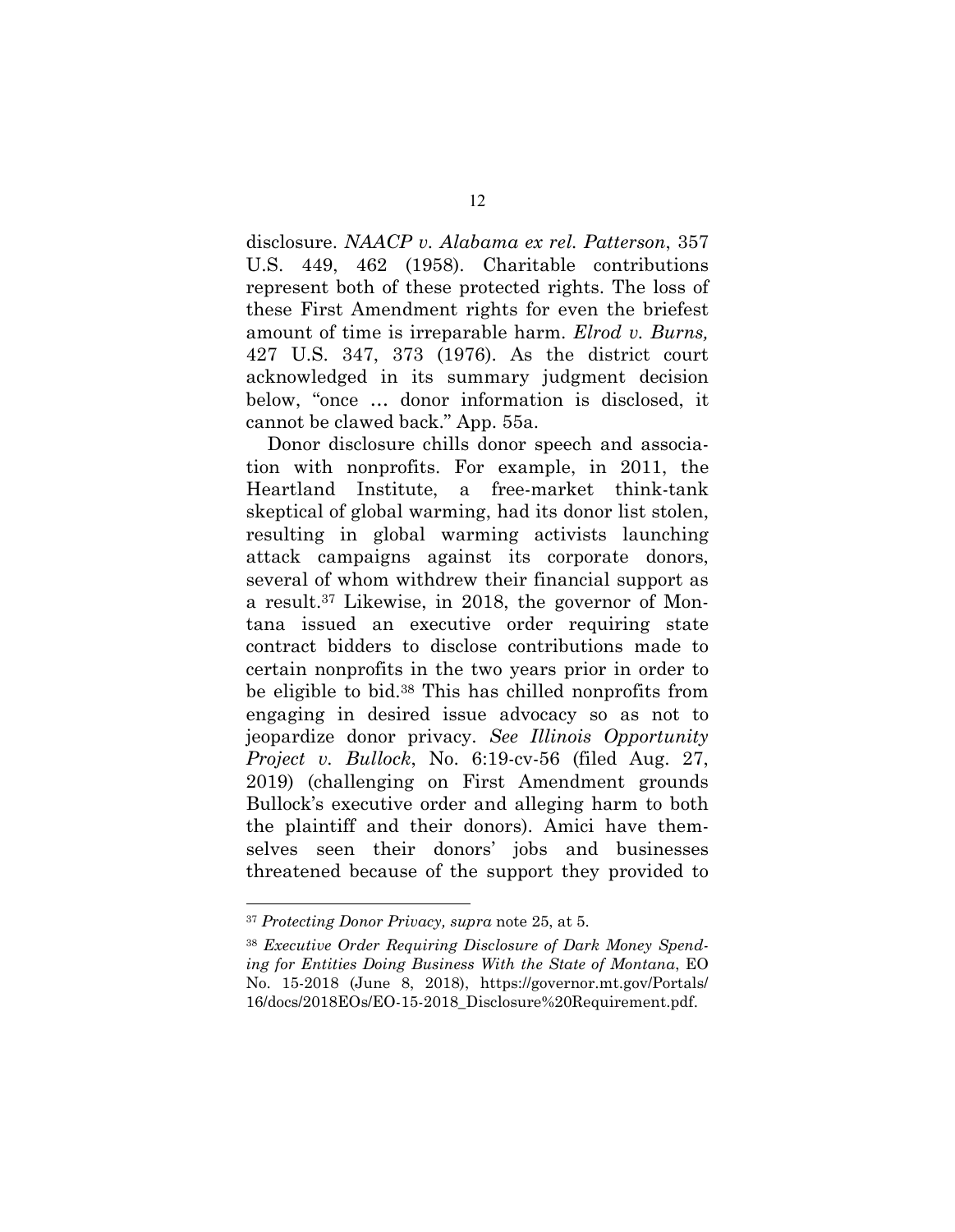disclosure. *NAACP v. Alabama ex rel. Patterson*, 357 U.S. 449, 462 (1958). Charitable contributions represent both of these protected rights. The loss of these First Amendment rights for even the briefest amount of time is irreparable harm. *Elrod v. Burns,* 427 U.S. 347, 373 (1976). As the district court acknowledged in its summary judgment decision below, "once … donor information is disclosed, it cannot be clawed back." App. 55a.

Donor disclosure chills donor speech and association with nonprofits. For example, in 2011, the Heartland Institute, a free-market think-tank skeptical of global warming, had its donor list stolen, resulting in global warming activists launching attack campaigns against its corporate donors, several of whom withdrew their financial support as a result.[37] Likewise, in 2018, the governor of Montana issued an executive order requiring state contract bidders to disclose contributions made to certain nonprofits in the two years prior in order to be eligible to bid.[38] This has chilled nonprofits from engaging in desired issue advocacy so as not to jeopardize donor privacy. *See Illinois Opportunity Project v. Bullock*, No. 6:19-cv-56 (filed Aug. 27, 2019) (challenging on First Amendment grounds Bullock's executive order and alleging harm to both the plaintiff and their donors). Amici have themselves seen their donors' jobs and businesses threatened because of the support they provided to

---

[37] *Protecting Donor Privacy, supra* note 25, at 5.

[38] *Executive Order Requiring Disclosure of Dark Money Spending for Entities Doing Business With the State of Montana*, EO No. 15-2018 (June 8, 2018), https://governor.mt.gov/Portals/16/docs/2018EOs/EO-15-2018_Disclosure%20Requirement.pdf.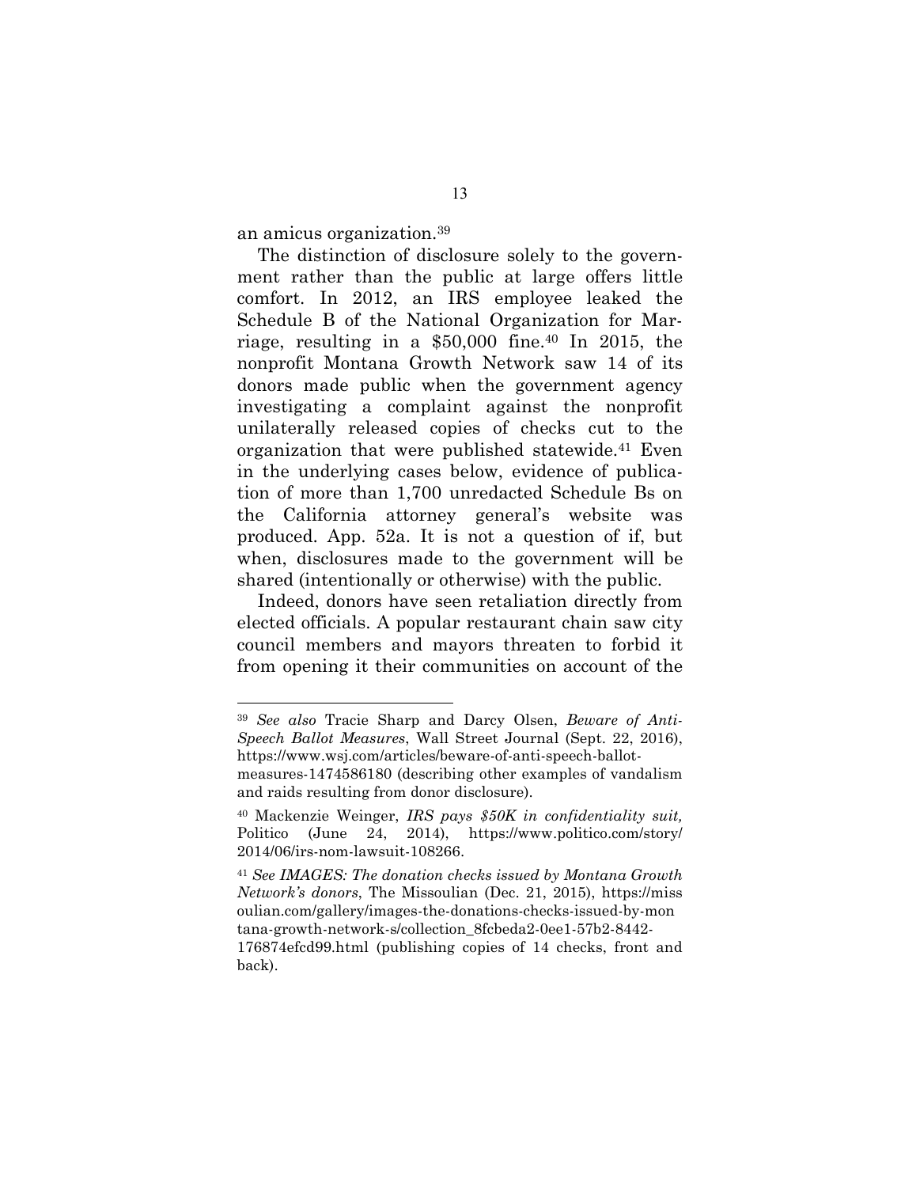an amicus organization.[39]

The distinction of disclosure solely to the government rather than the public at large offers little comfort. In 2012, an IRS employee leaked the Schedule B of the National Organization for Marriage, resulting in a $50,000 fine.[40] In 2015, the nonprofit Montana Growth Network saw 14 of its donors made public when the government agency investigating a complaint against the nonprofit unilaterally released copies of checks cut to the organization that were published statewide.[41] Even in the underlying cases below, evidence of publication of more than 1,700 unredacted Schedule Bs on the California attorney general's website was produced. App. 52a. It is not a question of if, but when, disclosures made to the government will be shared (intentionally or otherwise) with the public.

Indeed, donors have seen retaliation directly from elected officials. A popular restaurant chain saw city council members and mayors threaten to forbid it from opening it their communities on account of the

---

[39] *See also* Tracie Sharp and Darcy Olsen, *Beware of Anti-Speech Ballot Measures*, Wall Street Journal (Sept. 22, 2016), https://www.wsj.com/articles/beware-of-anti-speech-ballot-measures-1474586180 (describing other examples of vandalism and raids resulting from donor disclosure).

[40] Mackenzie Weinger, *IRS pays $50K in confidentiality suit,* Politico (June 24, 2014), https://www.politico.com/story/2014/06/irs-nom-lawsuit-108266.

[41] *See IMAGES: The donation checks issued by Montana Growth Network's donors*, The Missoulian (Dec. 21, 2015), https://missoulian.com/gallery/images-the-donations-checks-issued-by-montana-growth-network-s/collection_8fcbeda2-0ee1-57b2-8442-176874efcd99.html (publishing copies of 14 checks, front and back).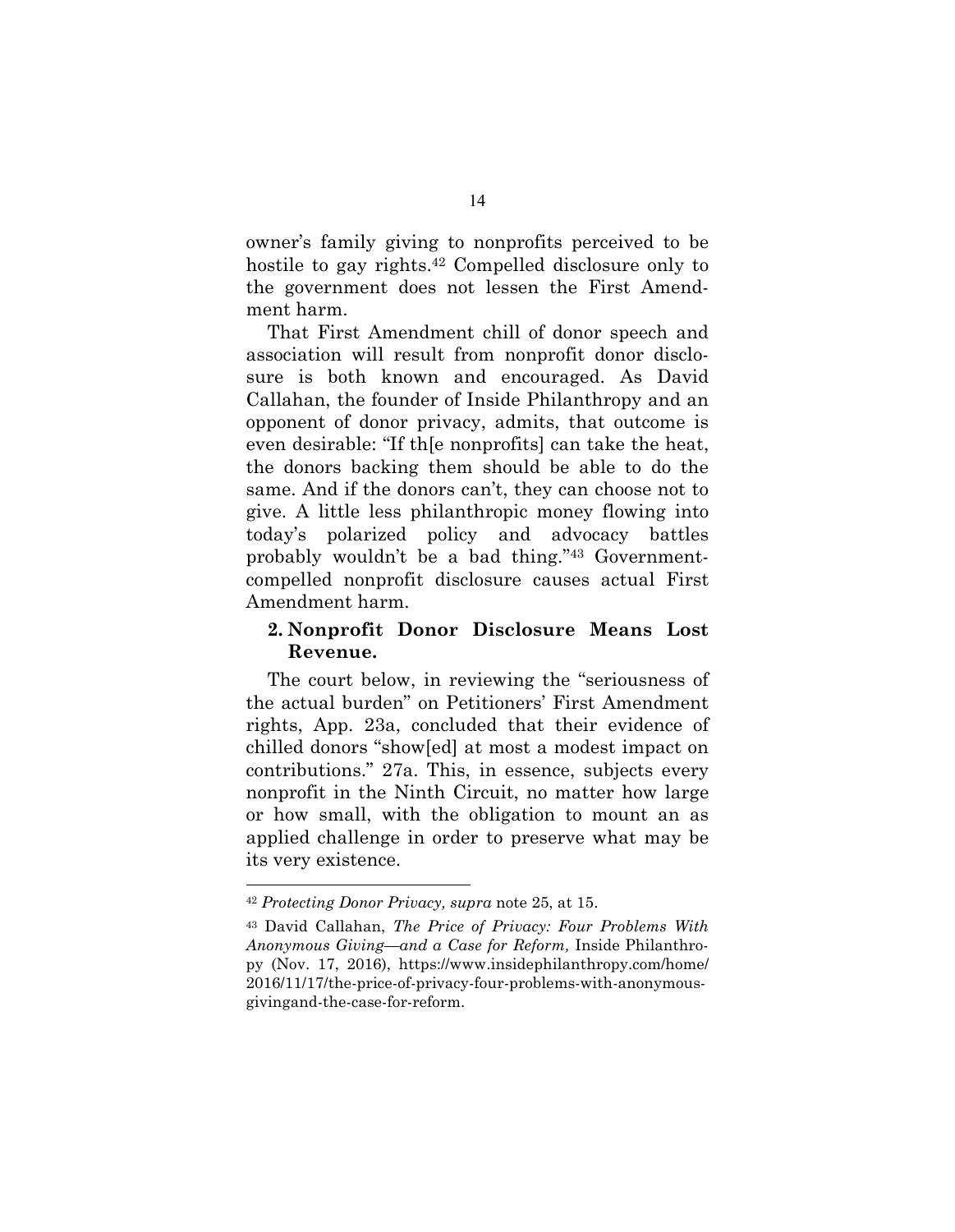owner's family giving to nonprofits perceived to be hostile to gay rights.[42] Compelled disclosure only to the government does not lessen the First Amendment harm.

That First Amendment chill of donor speech and association will result from nonprofit donor disclosure is both known and encouraged. As David Callahan, the founder of Inside Philanthropy and an opponent of donor privacy, admits, that outcome is even desirable: "If th[e nonprofits] can take the heat, the donors backing them should be able to do the same. And if the donors can't, they can choose not to give. A little less philanthropic money flowing into today's polarized policy and advocacy battles probably wouldn't be a bad thing."[43] Government-compelled nonprofit disclosure causes actual First Amendment harm.

### 2. Nonprofit Donor Disclosure Means Lost Revenue.

The court below, in reviewing the "seriousness of the actual burden" on Petitioners' First Amendment rights, App. 23a, concluded that their evidence of chilled donors "show[ed] at most a modest impact on contributions." 27a. This, in essence, subjects every nonprofit in the Ninth Circuit, no matter how large or how small, with the obligation to mount an as applied challenge in order to preserve what may be its very existence.

---

[42] *Protecting Donor Privacy, supra* note 25, at 15.

[43] David Callahan, *The Price of Privacy: Four Problems With Anonymous Giving—and a Case for Reform,* Inside Philanthropy (Nov. 17, 2016), https://www.insidephilanthropy.com/home/2016/11/17/the-price-of-privacy-four-problems-with-anonymous-givingand-the-case-for-reform.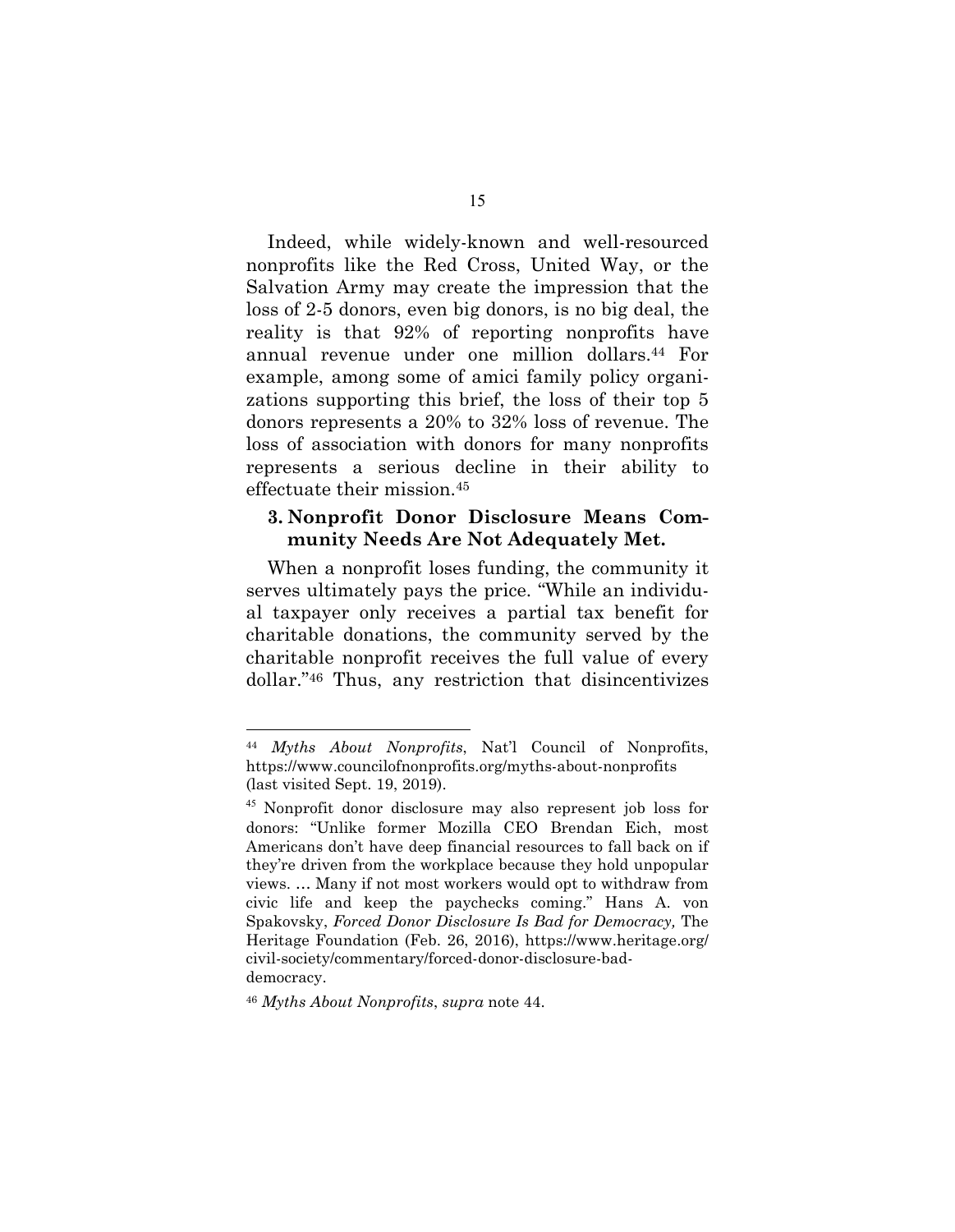Indeed, while widely-known and well-resourced nonprofits like the Red Cross, United Way, or the Salvation Army may create the impression that the loss of 2-5 donors, even big donors, is no big deal, the reality is that 92% of reporting nonprofits have annual revenue under one million dollars.[44] For example, among some of amici family policy organizations supporting this brief, the loss of their top 5 donors represents a 20% to 32% loss of revenue. The loss of association with donors for many nonprofits represents a serious decline in their ability to effectuate their mission.[45]

### 3. Nonprofit Donor Disclosure Means Community Needs Are Not Adequately Met.

When a nonprofit loses funding, the community it serves ultimately pays the price. "While an individual taxpayer only receives a partial tax benefit for charitable donations, the community served by the charitable nonprofit receives the full value of every dollar."[46] Thus, any restriction that disincentivizes

---

[44] *Myths About Nonprofits*, Nat'l Council of Nonprofits, https://www.councilofnonprofits.org/myths-about-nonprofits (last visited Sept. 19, 2019).

[45] Nonprofit donor disclosure may also represent job loss for donors: "Unlike former Mozilla CEO Brendan Eich, most Americans don't have deep financial resources to fall back on if they're driven from the workplace because they hold unpopular views. … Many if not most workers would opt to withdraw from civic life and keep the paychecks coming." Hans A. von Spakovsky, *Forced Donor Disclosure Is Bad for Democracy,* The Heritage Foundation (Feb. 26, 2016), https://www.heritage.org/civil-society/commentary/forced-donor-disclosure-bad-democracy.

[46] *Myths About Nonprofits*, *supra* note 44.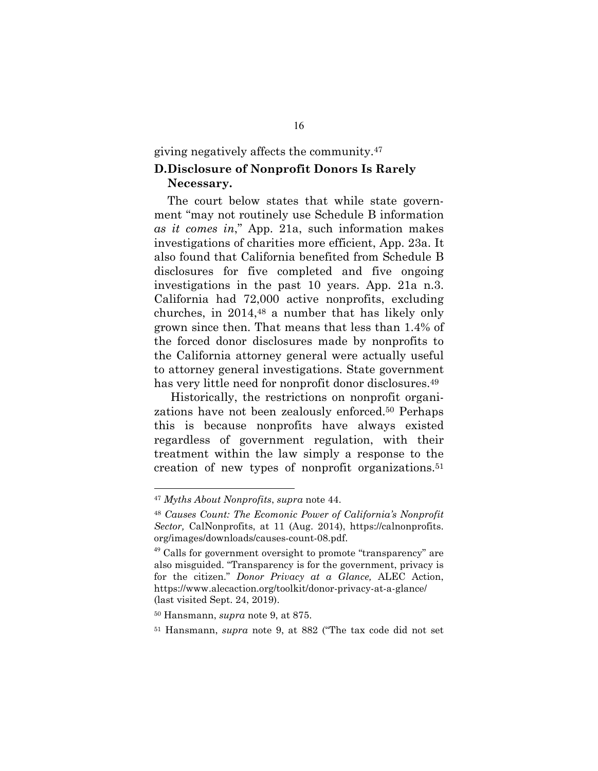giving negatively affects the community.[47]

### D. Disclosure of Nonprofit Donors Is Rarely Necessary.

The court below states that while state government "may not routinely use Schedule B information *as it comes in*," App. 21a, such information makes investigations of charities more efficient, App. 23a. It also found that California benefited from Schedule B disclosures for five completed and five ongoing investigations in the past 10 years. App. 21a n.3. California had 72,000 active nonprofits, excluding churches, in 2014,[48] a number that has likely only grown since then. That means that less than 1.4% of the forced donor disclosures made by nonprofits to the California attorney general were actually useful to attorney general investigations. State government has very little need for nonprofit donor disclosures.[49]

Historically, the restrictions on nonprofit organizations have not been zealously enforced.[50] Perhaps this is because nonprofits have always existed regardless of government regulation, with their treatment within the law simply a response to the creation of new types of nonprofit organizations.[51]

---

[47] *Myths About Nonprofits*, *supra* note 44.

[48] *Causes Count: The Ecomonic Power of California's Nonprofit Sector,* CalNonprofits, at 11 (Aug. 2014), https://calnonprofits.org/images/downloads/causes-count-08.pdf.

[49] Calls for government oversight to promote "transparency" are also misguided. "Transparency is for the government, privacy is for the citizen." *Donor Privacy at a Glance,* ALEC Action, https://www.alecaction.org/toolkit/donor-privacy-at-a-glance/ (last visited Sept. 24, 2019).

[50] Hansmann, *supra* note 9, at 875.

[51] Hansmann, *supra* note 9, at 882 ("The tax code did not set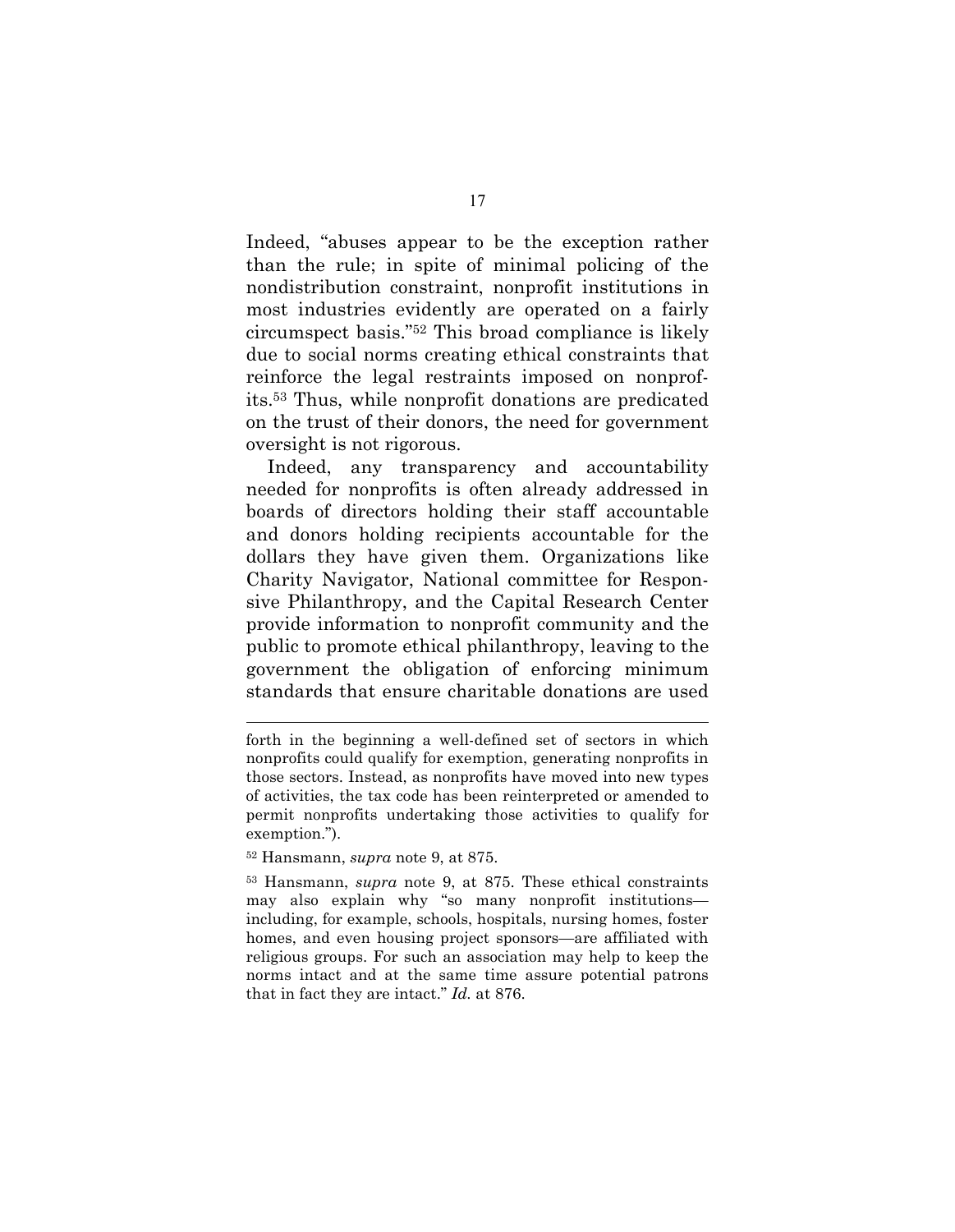Indeed, "abuses appear to be the exception rather than the rule; in spite of minimal policing of the nondistribution constraint, nonprofit institutions in most industries evidently are operated on a fairly circumspect basis."[52] This broad compliance is likely due to social norms creating ethical constraints that reinforce the legal restraints imposed on nonprofits.[53] Thus, while nonprofit donations are predicated on the trust of their donors, the need for government oversight is not rigorous.

Indeed, any transparency and accountability needed for nonprofits is often already addressed in boards of directors holding their staff accountable and donors holding recipients accountable for the dollars they have given them. Organizations like Charity Navigator, National committee for Responsive Philanthropy, and the Capital Research Center provide information to nonprofit community and the public to promote ethical philanthropy, leaving to the government the obligation of enforcing minimum standards that ensure charitable donations are used

---

forth in the beginning a well-defined set of sectors in which nonprofits could qualify for exemption, generating nonprofits in those sectors. Instead, as nonprofits have moved into new types of activities, the tax code has been reinterpreted or amended to permit nonprofits undertaking those activities to qualify for exemption.").

[52] Hansmann, *supra* note 9, at 875.

[53] Hansmann, *supra* note 9, at 875. These ethical constraints may also explain why "so many nonprofit institutions—including, for example, schools, hospitals, nursing homes, foster homes, and even housing project sponsors—are affiliated with religious groups. For such an association may help to keep the norms intact and at the same time assure potential patrons that in fact they are intact." *Id.* at 876.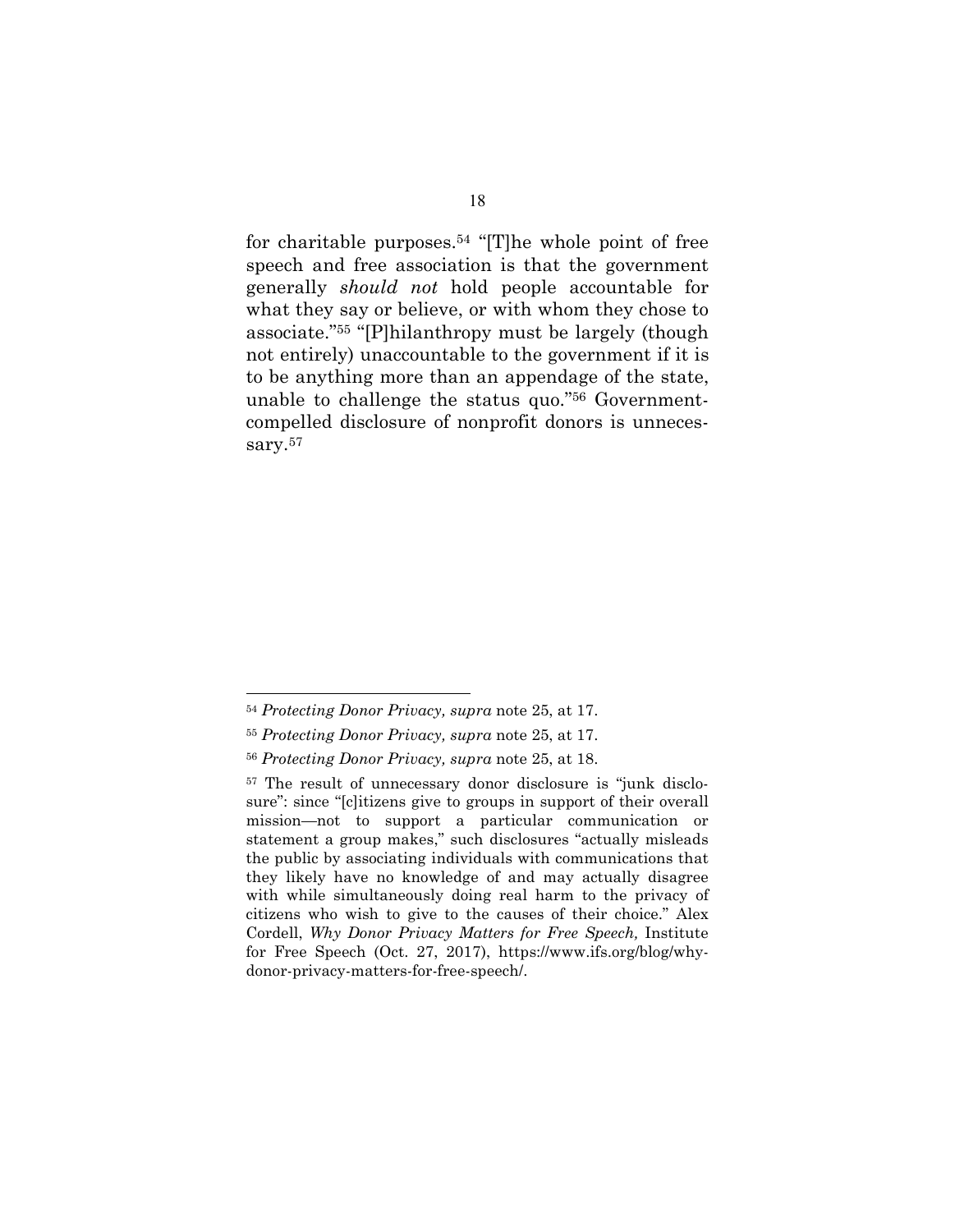for charitable purposes.[54] "[T]he whole point of free speech and free association is that the government generally *should not* hold people accountable for what they say or believe, or with whom they chose to associate."[55] "[P]hilanthropy must be largely (though not entirely) unaccountable to the government if it is to be anything more than an appendage of the state, unable to challenge the status quo."[56] Government-compelled disclosure of nonprofit donors is unnecessary.[57]

---

[54] *Protecting Donor Privacy, supra* note 25, at 17.

[55] *Protecting Donor Privacy, supra* note 25, at 17.

[56] *Protecting Donor Privacy, supra* note 25, at 18.

[57] The result of unnecessary donor disclosure is "junk disclosure": since "[c]itizens give to groups in support of their overall mission—not to support a particular communication or statement a group makes," such disclosures "actually misleads the public by associating individuals with communications that they likely have no knowledge of and may actually disagree with while simultaneously doing real harm to the privacy of citizens who wish to give to the causes of their choice." Alex Cordell, *Why Donor Privacy Matters for Free Speech,* Institute for Free Speech (Oct. 27, 2017), https://www.ifs.org/blog/why-donor-privacy-matters-for-free-speech/.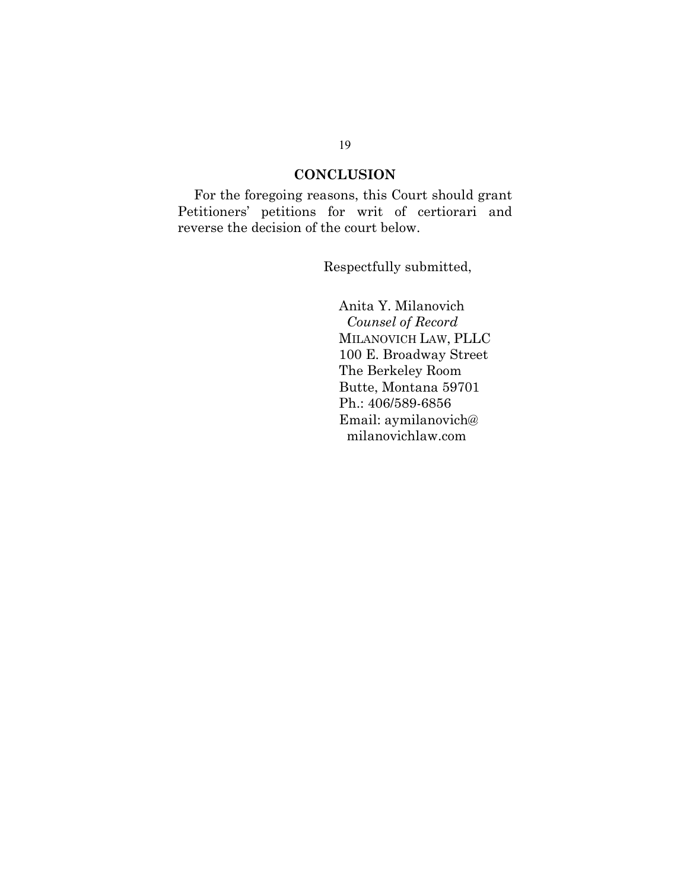## CONCLUSION

For the foregoing reasons, this Court should grant Petitioners' petitions for writ of certiorari and reverse the decision of the court below.

Respectfully submitted,

Anita Y. Milanovich
*Counsel of Record*
MILANOVICH LAW, PLLC
100 E. Broadway Street
The Berkeley Room
Butte, Montana 59701
Ph.: 406/589-6856
Email: aymilanovich@milanovichlaw.com